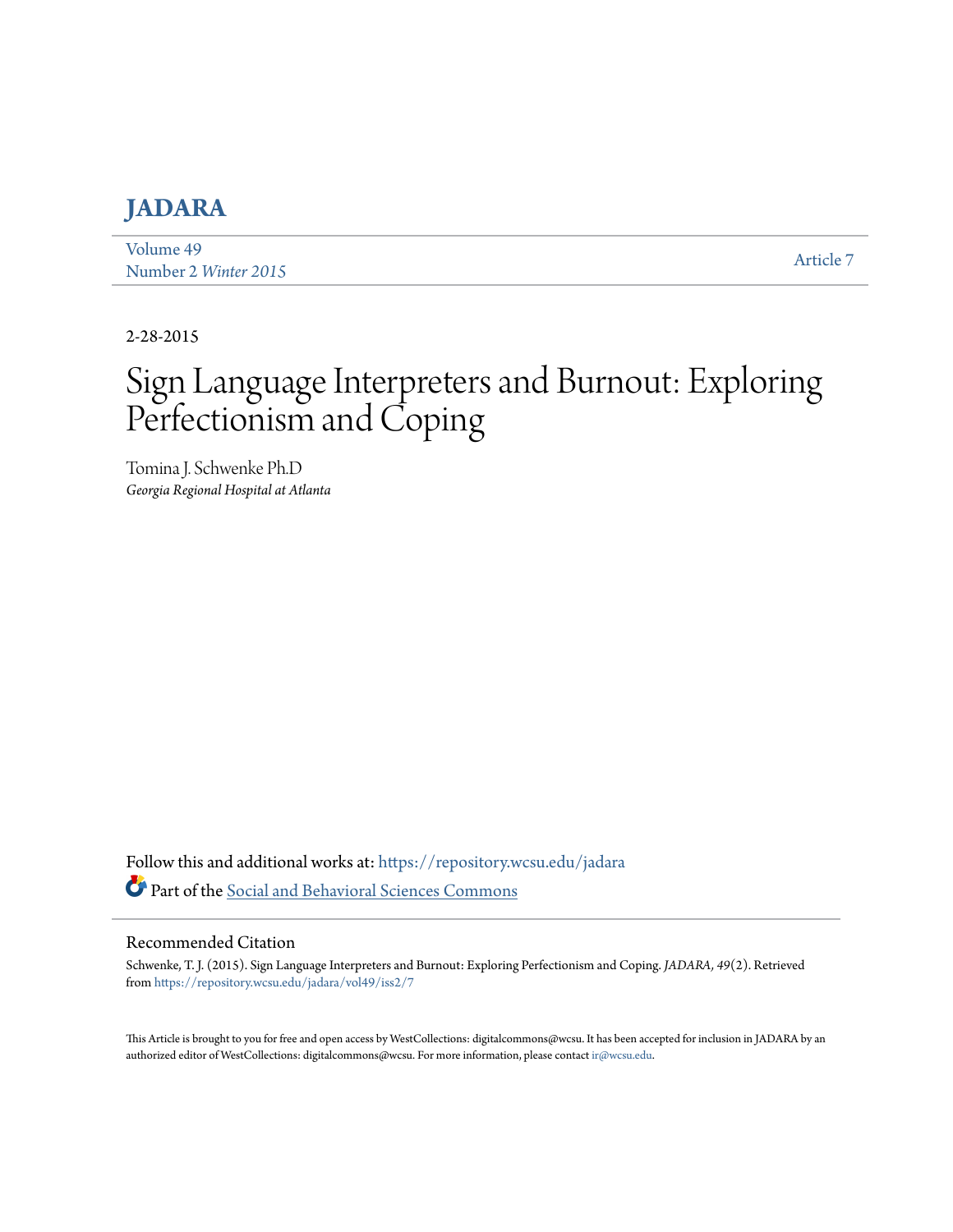# JADARA

Volume 49
Number 2 *Winter 2015*

Article 7

2-28-2015

# Sign Language Interpreters and Burnout: Exploring Perfectionism and Coping

Tomina J. Schwenke Ph.D
*Georgia Regional Hospital at Atlanta*

Follow this and additional works at: https://repository.wcsu.edu/jadara

Part of the Social and Behavioral Sciences Commons

## Recommended Citation

Schwenke, T. J. (2015). Sign Language Interpreters and Burnout: Exploring Perfectionism and Coping. *JADARA, 49*(2). Retrieved from https://repository.wcsu.edu/jadara/vol49/iss2/7

This Article is brought to you for free and open access by WestCollections: digitalcommons@wcsu. It has been accepted for inclusion in JADARA by an authorized editor of WestCollections: digitalcommons@wcsu. For more information, please contact ir@wcsu.edu.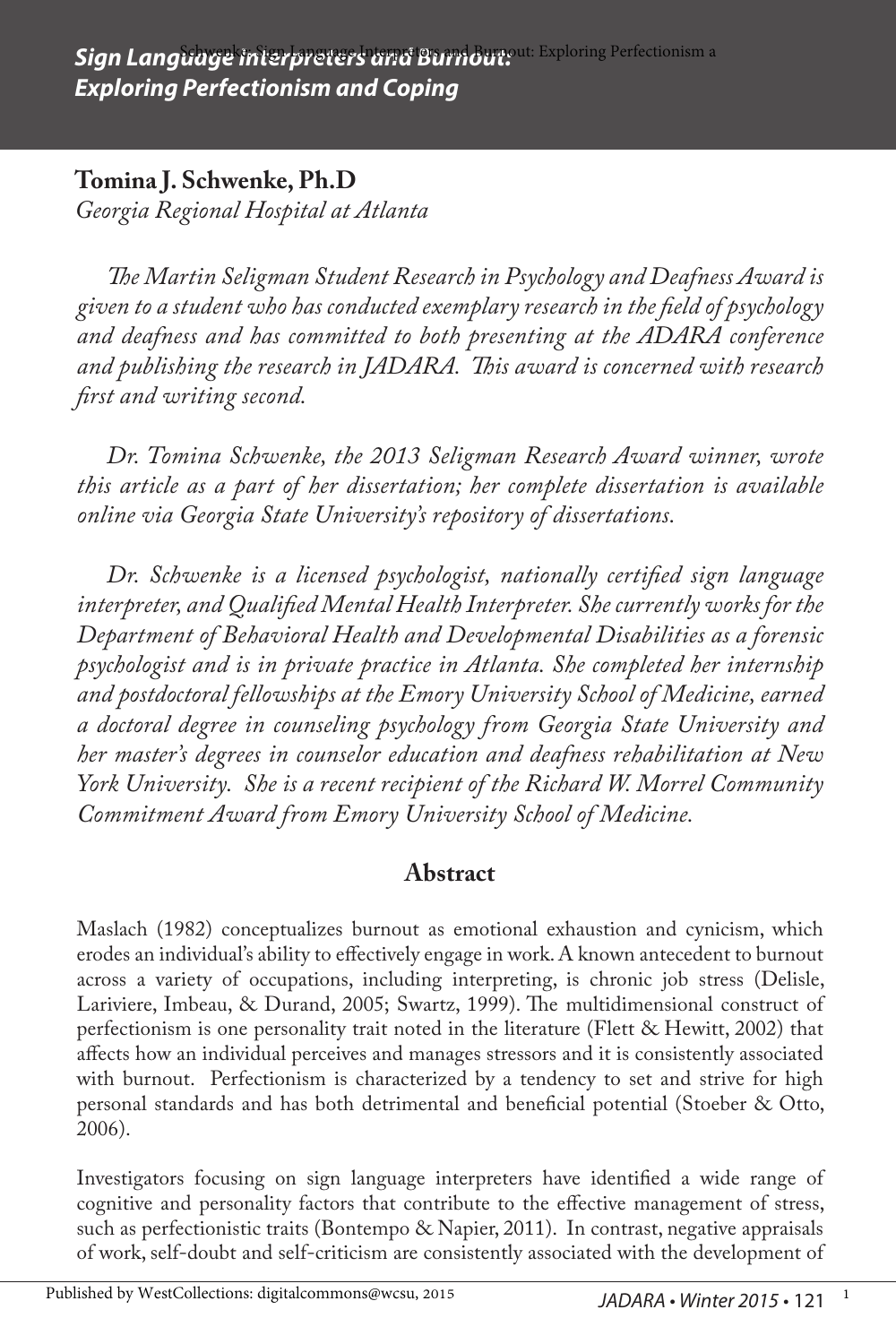# Sign Language Interpreters and Burnout: Exploring Perfectionism and Coping

**Tomina J. Schwenke, Ph.D**
*Georgia Regional Hospital at Atlanta*

*The Martin Seligman Student Research in Psychology and Deafness Award is given to a student who has conducted exemplary research in the field of psychology and deafness and has committed to both presenting at the ADARA conference and publishing the research in JADARA. This award is concerned with research first and writing second.*

*Dr. Tomina Schwenke, the 2013 Seligman Research Award winner, wrote this article as a part of her dissertation; her complete dissertation is available online via Georgia State University's repository of dissertations.*

*Dr. Schwenke is a licensed psychologist, nationally certified sign language interpreter, and Qualified Mental Health Interpreter. She currently works for the Department of Behavioral Health and Developmental Disabilities as a forensic psychologist and is in private practice in Atlanta. She completed her internship and postdoctoral fellowships at the Emory University School of Medicine, earned a doctoral degree in counseling psychology from Georgia State University and her master's degrees in counselor education and deafness rehabilitation at New York University. She is a recent recipient of the Richard W. Morrel Community Commitment Award from Emory University School of Medicine.*

## Abstract

Maslach (1982) conceptualizes burnout as emotional exhaustion and cynicism, which erodes an individual's ability to effectively engage in work. A known antecedent to burnout across a variety of occupations, including interpreting, is chronic job stress (Delisle, Lariviere, Imbeau, & Durand, 2005; Swartz, 1999). The multidimensional construct of perfectionism is one personality trait noted in the literature (Flett & Hewitt, 2002) that affects how an individual perceives and manages stressors and it is consistently associated with burnout. Perfectionism is characterized by a tendency to set and strive for high personal standards and has both detrimental and beneficial potential (Stoeber & Otto, 2006).

Investigators focusing on sign language interpreters have identified a wide range of cognitive and personality factors that contribute to the effective management of stress, such as perfectionistic traits (Bontempo & Napier, 2011). In contrast, negative appraisals of work, self-doubt and self-criticism are consistently associated with the development of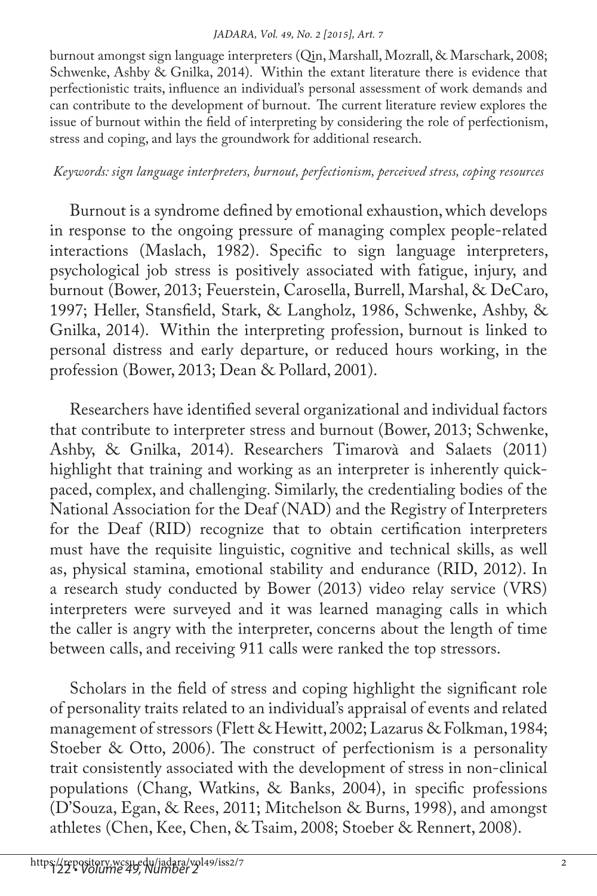burnout amongst sign language interpreters (Qin, Marshall, Mozrall, & Marschark, 2008; Schwenke, Ashby & Gnilka, 2014). Within the extant literature there is evidence that perfectionistic traits, influence an individual's personal assessment of work demands and can contribute to the development of burnout. The current literature review explores the issue of burnout within the field of interpreting by considering the role of perfectionism, stress and coping, and lays the groundwork for additional research.

*Keywords: sign language interpreters, burnout, perfectionism, perceived stress, coping resources*

Burnout is a syndrome defined by emotional exhaustion, which develops in response to the ongoing pressure of managing complex people-related interactions (Maslach, 1982). Specific to sign language interpreters, psychological job stress is positively associated with fatigue, injury, and burnout (Bower, 2013; Feuerstein, Carosella, Burrell, Marshal, & DeCaro, 1997; Heller, Stansfield, Stark, & Langholz, 1986, Schwenke, Ashby, & Gnilka, 2014). Within the interpreting profession, burnout is linked to personal distress and early departure, or reduced hours working, in the profession (Bower, 2013; Dean & Pollard, 2001).

Researchers have identified several organizational and individual factors that contribute to interpreter stress and burnout (Bower, 2013; Schwenke, Ashby, & Gnilka, 2014). Researchers Timarovà and Salaets (2011) highlight that training and working as an interpreter is inherently quick-paced, complex, and challenging. Similarly, the credentialing bodies of the National Association for the Deaf (NAD) and the Registry of Interpreters for the Deaf (RID) recognize that to obtain certification interpreters must have the requisite linguistic, cognitive and technical skills, as well as, physical stamina, emotional stability and endurance (RID, 2012). In a research study conducted by Bower (2013) video relay service (VRS) interpreters were surveyed and it was learned managing calls in which the caller is angry with the interpreter, concerns about the length of time between calls, and receiving 911 calls were ranked the top stressors.

Scholars in the field of stress and coping highlight the significant role of personality traits related to an individual's appraisal of events and related management of stressors (Flett & Hewitt, 2002; Lazarus & Folkman, 1984; Stoeber & Otto, 2006). The construct of perfectionism is a personality trait consistently associated with the development of stress in non-clinical populations (Chang, Watkins, & Banks, 2004), in specific professions (D'Souza, Egan, & Rees, 2011; Mitchelson & Burns, 1998), and amongst athletes (Chen, Kee, Chen, & Tsaim, 2008; Stoeber & Rennert, 2008).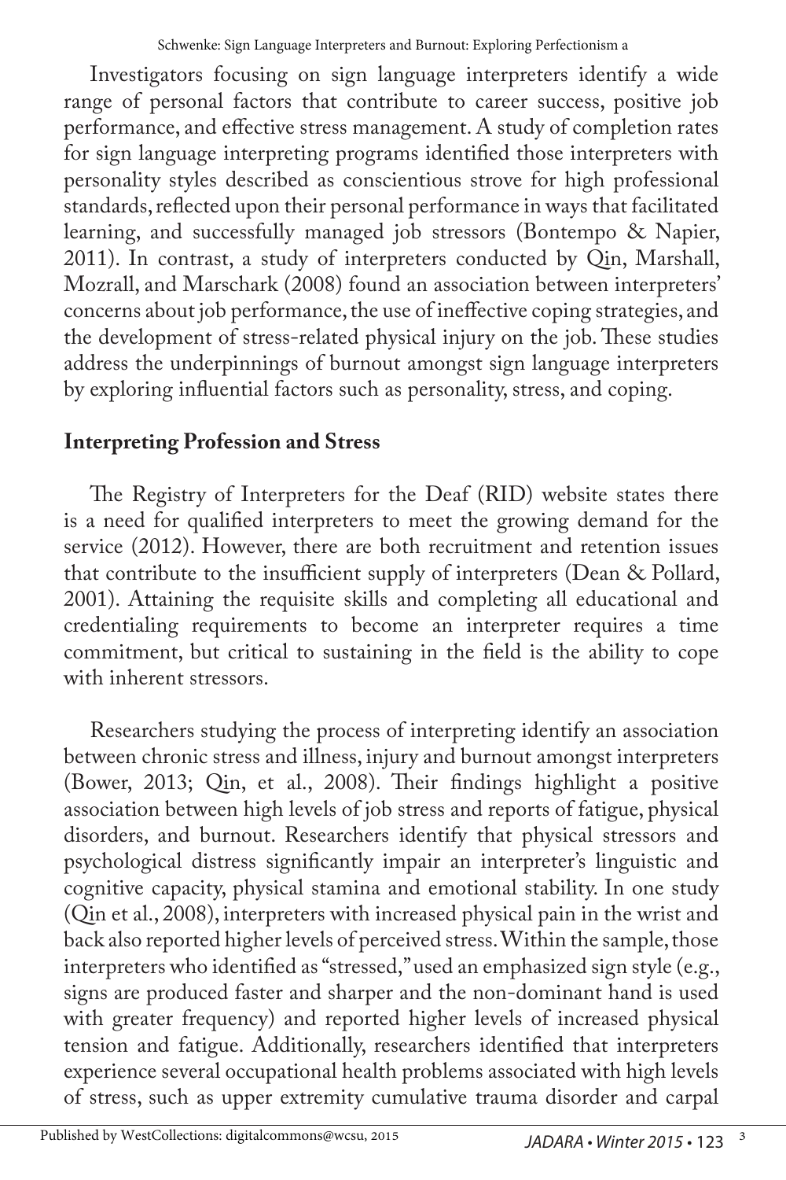Investigators focusing on sign language interpreters identify a wide range of personal factors that contribute to career success, positive job performance, and effective stress management. A study of completion rates for sign language interpreting programs identified those interpreters with personality styles described as conscientious strove for high professional standards, reflected upon their personal performance in ways that facilitated learning, and successfully managed job stressors (Bontempo & Napier, 2011). In contrast, a study of interpreters conducted by Qin, Marshall, Mozrall, and Marschark (2008) found an association between interpreters' concerns about job performance, the use of ineffective coping strategies, and the development of stress-related physical injury on the job. These studies address the underpinnings of burnout amongst sign language interpreters by exploring influential factors such as personality, stress, and coping.

## Interpreting Profession and Stress

The Registry of Interpreters for the Deaf (RID) website states there is a need for qualified interpreters to meet the growing demand for the service (2012). However, there are both recruitment and retention issues that contribute to the insufficient supply of interpreters (Dean & Pollard, 2001). Attaining the requisite skills and completing all educational and credentialing requirements to become an interpreter requires a time commitment, but critical to sustaining in the field is the ability to cope with inherent stressors.

Researchers studying the process of interpreting identify an association between chronic stress and illness, injury and burnout amongst interpreters (Bower, 2013; Qin, et al., 2008). Their findings highlight a positive association between high levels of job stress and reports of fatigue, physical disorders, and burnout. Researchers identify that physical stressors and psychological distress significantly impair an interpreter's linguistic and cognitive capacity, physical stamina and emotional stability. In one study (Qin et al., 2008), interpreters with increased physical pain in the wrist and back also reported higher levels of perceived stress. Within the sample, those interpreters who identified as "stressed," used an emphasized sign style (e.g., signs are produced faster and sharper and the non-dominant hand is used with greater frequency) and reported higher levels of increased physical tension and fatigue. Additionally, researchers identified that interpreters experience several occupational health problems associated with high levels of stress, such as upper extremity cumulative trauma disorder and carpal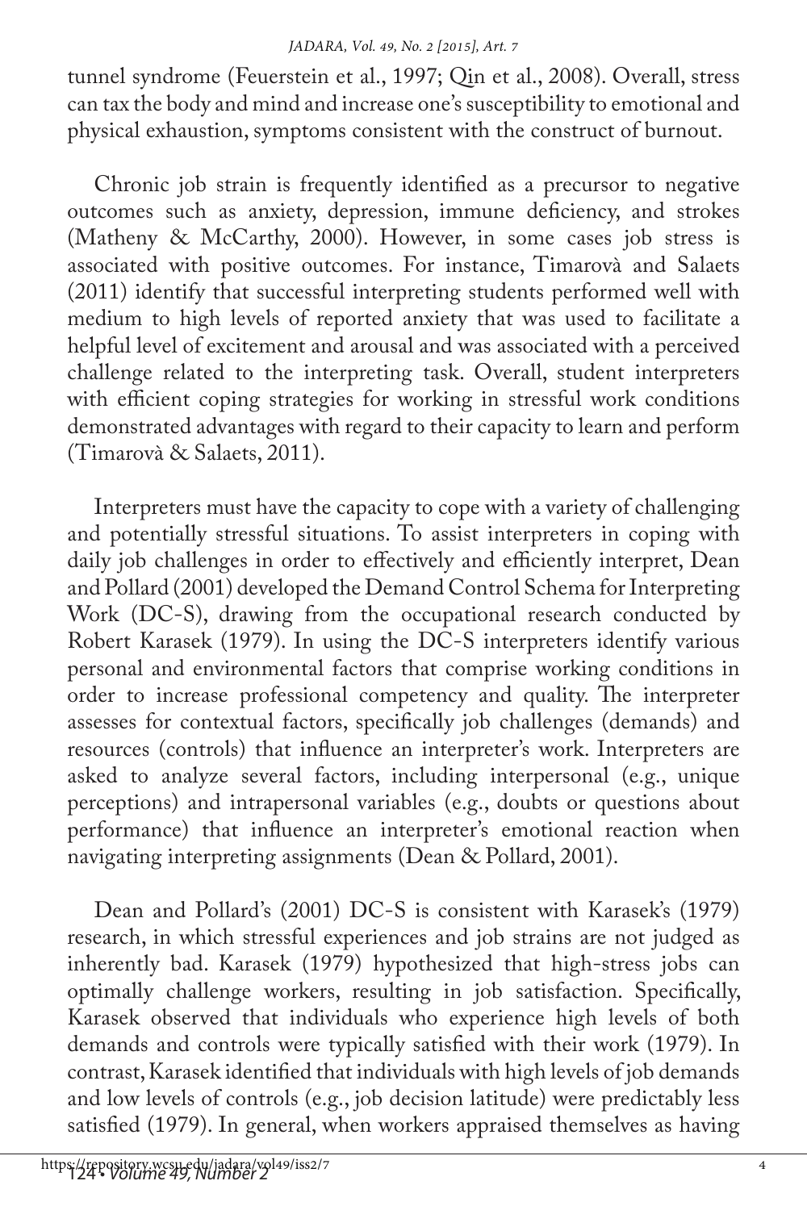tunnel syndrome (Feuerstein et al., 1997; Qin et al., 2008). Overall, stress can tax the body and mind and increase one's susceptibility to emotional and physical exhaustion, symptoms consistent with the construct of burnout.

Chronic job strain is frequently identified as a precursor to negative outcomes such as anxiety, depression, immune deficiency, and strokes (Matheny & McCarthy, 2000). However, in some cases job stress is associated with positive outcomes. For instance, Timarovà and Salaets (2011) identify that successful interpreting students performed well with medium to high levels of reported anxiety that was used to facilitate a helpful level of excitement and arousal and was associated with a perceived challenge related to the interpreting task. Overall, student interpreters with efficient coping strategies for working in stressful work conditions demonstrated advantages with regard to their capacity to learn and perform (Timarovà & Salaets, 2011).

Interpreters must have the capacity to cope with a variety of challenging and potentially stressful situations. To assist interpreters in coping with daily job challenges in order to effectively and efficiently interpret, Dean and Pollard (2001) developed the Demand Control Schema for Interpreting Work (DC-S), drawing from the occupational research conducted by Robert Karasek (1979). In using the DC-S interpreters identify various personal and environmental factors that comprise working conditions in order to increase professional competency and quality. The interpreter assesses for contextual factors, specifically job challenges (demands) and resources (controls) that influence an interpreter's work. Interpreters are asked to analyze several factors, including interpersonal (e.g., unique perceptions) and intrapersonal variables (e.g., doubts or questions about performance) that influence an interpreter's emotional reaction when navigating interpreting assignments (Dean & Pollard, 2001).

Dean and Pollard's (2001) DC-S is consistent with Karasek's (1979) research, in which stressful experiences and job strains are not judged as inherently bad. Karasek (1979) hypothesized that high-stress jobs can optimally challenge workers, resulting in job satisfaction. Specifically, Karasek observed that individuals who experience high levels of both demands and controls were typically satisfied with their work (1979). In contrast, Karasek identified that individuals with high levels of job demands and low levels of controls (e.g., job decision latitude) were predictably less satisfied (1979). In general, when workers appraised themselves as having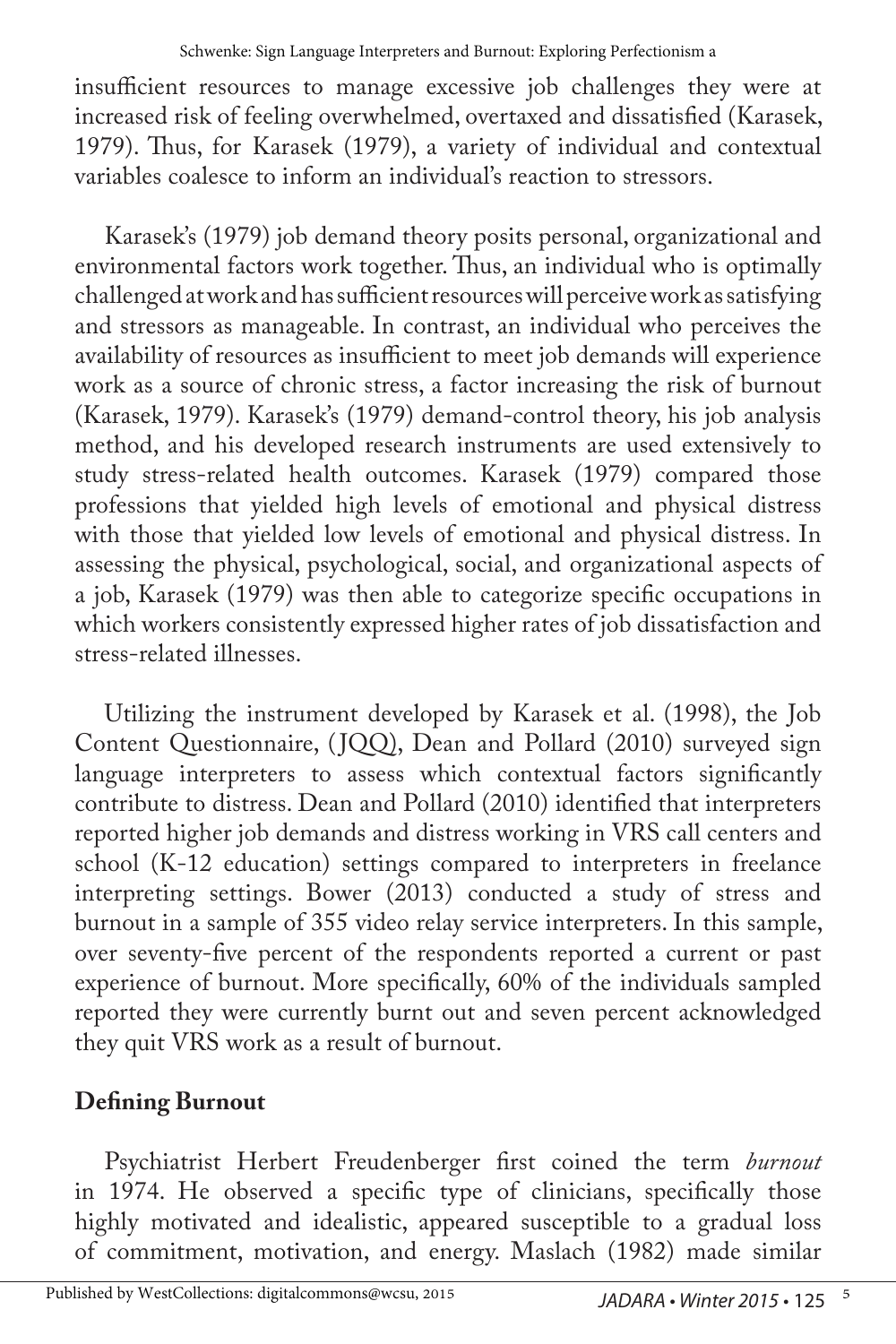insufficient resources to manage excessive job challenges they were at increased risk of feeling overwhelmed, overtaxed and dissatisfied (Karasek, 1979). Thus, for Karasek (1979), a variety of individual and contextual variables coalesce to inform an individual's reaction to stressors.

Karasek's (1979) job demand theory posits personal, organizational and environmental factors work together. Thus, an individual who is optimally challenged at work and has sufficient resources will perceive work as satisfying and stressors as manageable. In contrast, an individual who perceives the availability of resources as insufficient to meet job demands will experience work as a source of chronic stress, a factor increasing the risk of burnout (Karasek, 1979). Karasek's (1979) demand-control theory, his job analysis method, and his developed research instruments are used extensively to study stress-related health outcomes. Karasek (1979) compared those professions that yielded high levels of emotional and physical distress with those that yielded low levels of emotional and physical distress. In assessing the physical, psychological, social, and organizational aspects of a job, Karasek (1979) was then able to categorize specific occupations in which workers consistently expressed higher rates of job dissatisfaction and stress-related illnesses.

Utilizing the instrument developed by Karasek et al. (1998), the Job Content Questionnaire, (JQQ), Dean and Pollard (2010) surveyed sign language interpreters to assess which contextual factors significantly contribute to distress. Dean and Pollard (2010) identified that interpreters reported higher job demands and distress working in VRS call centers and school (K-12 education) settings compared to interpreters in freelance interpreting settings. Bower (2013) conducted a study of stress and burnout in a sample of 355 video relay service interpreters. In this sample, over seventy-five percent of the respondents reported a current or past experience of burnout. More specifically, 60% of the individuals sampled reported they were currently burnt out and seven percent acknowledged they quit VRS work as a result of burnout.

## Defining Burnout

Psychiatrist Herbert Freudenberger first coined the term *burnout* in 1974. He observed a specific type of clinicians, specifically those highly motivated and idealistic, appeared susceptible to a gradual loss of commitment, motivation, and energy. Maslach (1982) made similar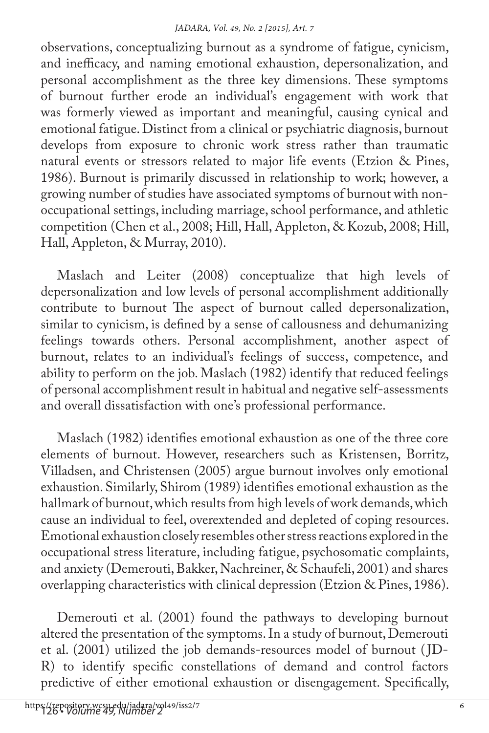observations, conceptualizing burnout as a syndrome of fatigue, cynicism, and inefficacy, and naming emotional exhaustion, depersonalization, and personal accomplishment as the three key dimensions. These symptoms of burnout further erode an individual's engagement with work that was formerly viewed as important and meaningful, causing cynical and emotional fatigue. Distinct from a clinical or psychiatric diagnosis, burnout develops from exposure to chronic work stress rather than traumatic natural events or stressors related to major life events (Etzion & Pines, 1986). Burnout is primarily discussed in relationship to work; however, a growing number of studies have associated symptoms of burnout with non-occupational settings, including marriage, school performance, and athletic competition (Chen et al., 2008; Hill, Hall, Appleton, & Kozub, 2008; Hill, Hall, Appleton, & Murray, 2010).

Maslach and Leiter (2008) conceptualize that high levels of depersonalization and low levels of personal accomplishment additionally contribute to burnout The aspect of burnout called depersonalization, similar to cynicism, is defined by a sense of callousness and dehumanizing feelings towards others. Personal accomplishment, another aspect of burnout, relates to an individual's feelings of success, competence, and ability to perform on the job. Maslach (1982) identify that reduced feelings of personal accomplishment result in habitual and negative self-assessments and overall dissatisfaction with one's professional performance.

Maslach (1982) identifies emotional exhaustion as one of the three core elements of burnout. However, researchers such as Kristensen, Borritz, Villadsen, and Christensen (2005) argue burnout involves only emotional exhaustion. Similarly, Shirom (1989) identifies emotional exhaustion as the hallmark of burnout, which results from high levels of work demands, which cause an individual to feel, overextended and depleted of coping resources. Emotional exhaustion closely resembles other stress reactions explored in the occupational stress literature, including fatigue, psychosomatic complaints, and anxiety (Demerouti, Bakker, Nachreiner, & Schaufeli, 2001) and shares overlapping characteristics with clinical depression (Etzion & Pines, 1986).

Demerouti et al. (2001) found the pathways to developing burnout altered the presentation of the symptoms. In a study of burnout, Demerouti et al. (2001) utilized the job demands-resources model of burnout (JD-R) to identify specific constellations of demand and control factors predictive of either emotional exhaustion or disengagement. Specifically,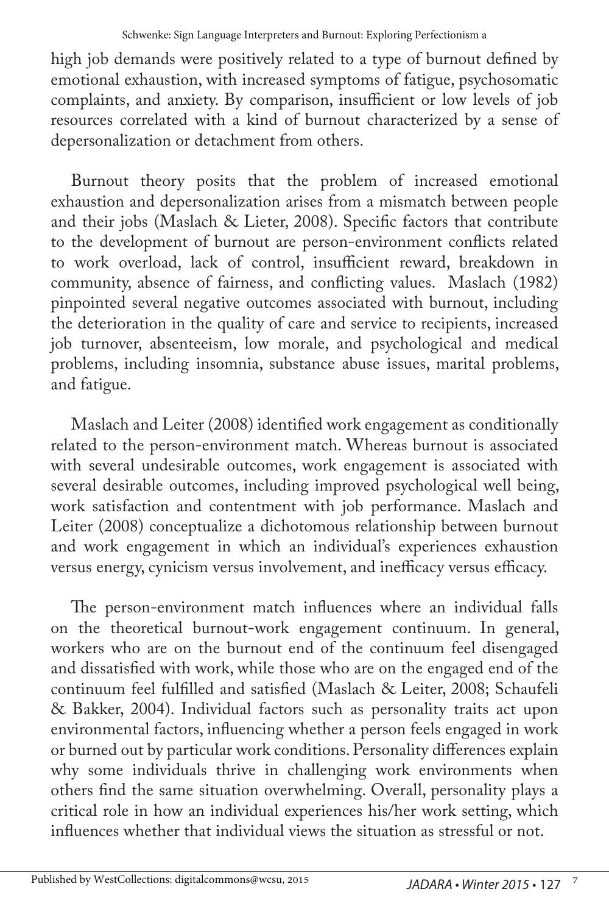high job demands were positively related to a type of burnout defined by emotional exhaustion, with increased symptoms of fatigue, psychosomatic complaints, and anxiety. By comparison, insufficient or low levels of job resources correlated with a kind of burnout characterized by a sense of depersonalization or detachment from others.

Burnout theory posits that the problem of increased emotional exhaustion and depersonalization arises from a mismatch between people and their jobs (Maslach & Lieter, 2008). Specific factors that contribute to the development of burnout are person-environment conflicts related to work overload, lack of control, insufficient reward, breakdown in community, absence of fairness, and conflicting values. Maslach (1982) pinpointed several negative outcomes associated with burnout, including the deterioration in the quality of care and service to recipients, increased job turnover, absenteeism, low morale, and psychological and medical problems, including insomnia, substance abuse issues, marital problems, and fatigue.

Maslach and Leiter (2008) identified work engagement as conditionally related to the person-environment match. Whereas burnout is associated with several undesirable outcomes, work engagement is associated with several desirable outcomes, including improved psychological well being, work satisfaction and contentment with job performance. Maslach and Leiter (2008) conceptualize a dichotomous relationship between burnout and work engagement in which an individual's experiences exhaustion versus energy, cynicism versus involvement, and inefficacy versus efficacy.

The person-environment match influences where an individual falls on the theoretical burnout-work engagement continuum. In general, workers who are on the burnout end of the continuum feel disengaged and dissatisfied with work, while those who are on the engaged end of the continuum feel fulfilled and satisfied (Maslach & Leiter, 2008; Schaufeli & Bakker, 2004). Individual factors such as personality traits act upon environmental factors, influencing whether a person feels engaged in work or burned out by particular work conditions. Personality differences explain why some individuals thrive in challenging work environments when others find the same situation overwhelming. Overall, personality plays a critical role in how an individual experiences his/her work setting, which influences whether that individual views the situation as stressful or not.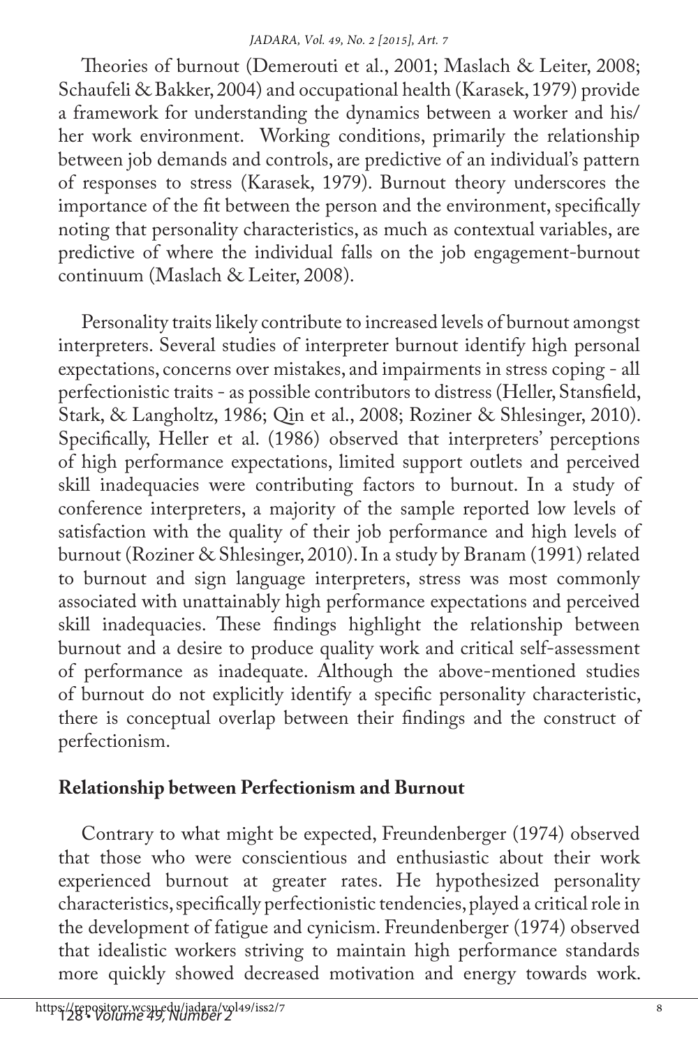Theories of burnout (Demerouti et al., 2001; Maslach & Leiter, 2008; Schaufeli & Bakker, 2004) and occupational health (Karasek, 1979) provide a framework for understanding the dynamics between a worker and his/her work environment. Working conditions, primarily the relationship between job demands and controls, are predictive of an individual's pattern of responses to stress (Karasek, 1979). Burnout theory underscores the importance of the fit between the person and the environment, specifically noting that personality characteristics, as much as contextual variables, are predictive of where the individual falls on the job engagement-burnout continuum (Maslach & Leiter, 2008).

Personality traits likely contribute to increased levels of burnout amongst interpreters. Several studies of interpreter burnout identify high personal expectations, concerns over mistakes, and impairments in stress coping - all perfectionistic traits - as possible contributors to distress (Heller, Stansfield, Stark, & Langholtz, 1986; Qin et al., 2008; Roziner & Shlesinger, 2010). Specifically, Heller et al. (1986) observed that interpreters' perceptions of high performance expectations, limited support outlets and perceived skill inadequacies were contributing factors to burnout. In a study of conference interpreters, a majority of the sample reported low levels of satisfaction with the quality of their job performance and high levels of burnout (Roziner & Shlesinger, 2010). In a study by Branam (1991) related to burnout and sign language interpreters, stress was most commonly associated with unattainably high performance expectations and perceived skill inadequacies. These findings highlight the relationship between burnout and a desire to produce quality work and critical self-assessment of performance as inadequate. Although the above-mentioned studies of burnout do not explicitly identify a specific personality characteristic, there is conceptual overlap between their findings and the construct of perfectionism.

## Relationship between Perfectionism and Burnout

Contrary to what might be expected, Freundenberger (1974) observed that those who were conscientious and enthusiastic about their work experienced burnout at greater rates. He hypothesized personality characteristics, specifically perfectionistic tendencies, played a critical role in the development of fatigue and cynicism. Freundenberger (1974) observed that idealistic workers striving to maintain high performance standards more quickly showed decreased motivation and energy towards work.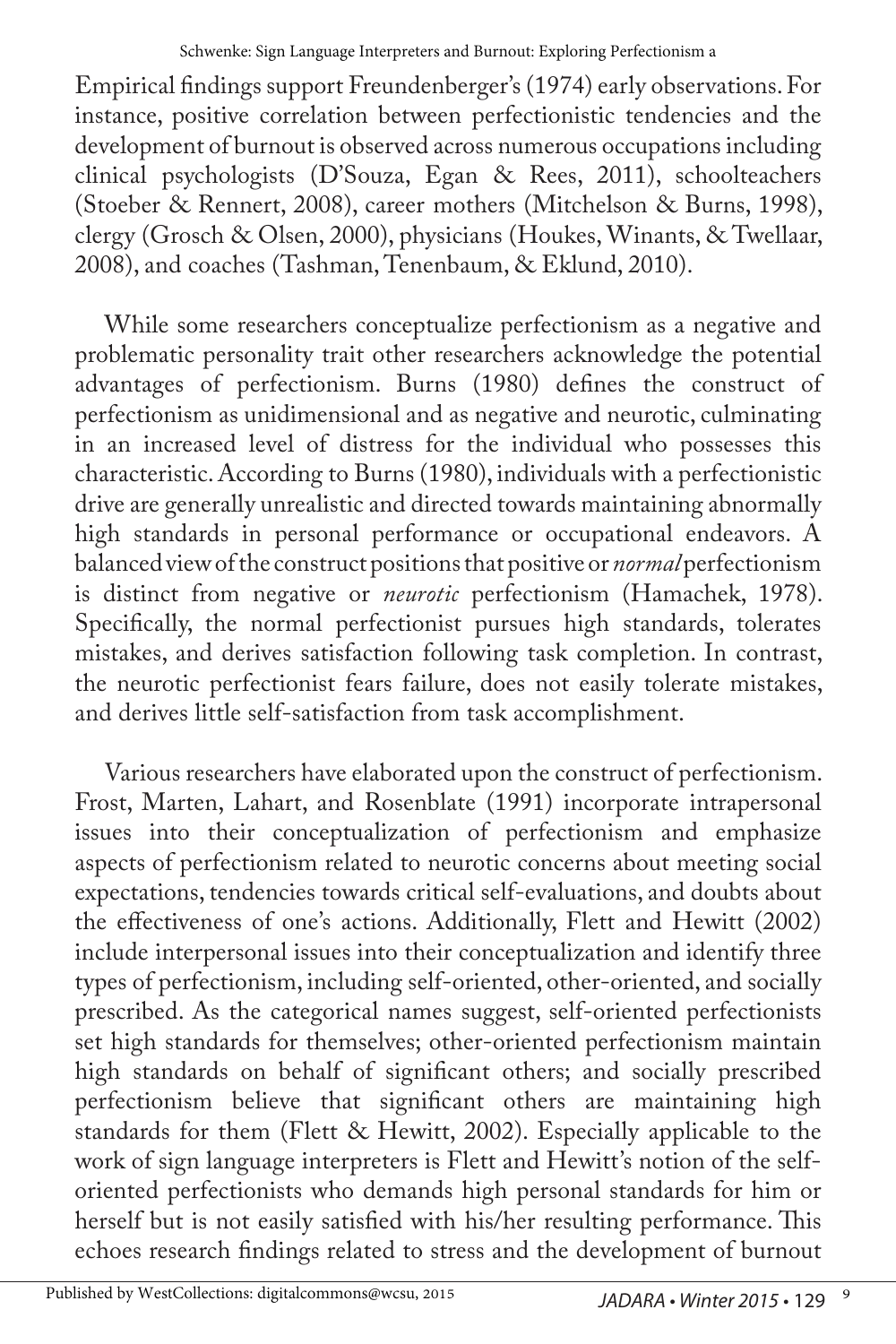Empirical findings support Freundenberger's (1974) early observations. For instance, positive correlation between perfectionistic tendencies and the development of burnout is observed across numerous occupations including clinical psychologists (D'Souza, Egan & Rees, 2011), schoolteachers (Stoeber & Rennert, 2008), career mothers (Mitchelson & Burns, 1998), clergy (Grosch & Olsen, 2000), physicians (Houkes, Winants, & Twellaar, 2008), and coaches (Tashman, Tenenbaum, & Eklund, 2010).

While some researchers conceptualize perfectionism as a negative and problematic personality trait other researchers acknowledge the potential advantages of perfectionism. Burns (1980) defines the construct of perfectionism as unidimensional and as negative and neurotic, culminating in an increased level of distress for the individual who possesses this characteristic. According to Burns (1980), individuals with a perfectionistic drive are generally unrealistic and directed towards maintaining abnormally high standards in personal performance or occupational endeavors. A balanced view of the construct positions that positive or *normal* perfectionism is distinct from negative or *neurotic* perfectionism (Hamachek, 1978). Specifically, the normal perfectionist pursues high standards, tolerates mistakes, and derives satisfaction following task completion. In contrast, the neurotic perfectionist fears failure, does not easily tolerate mistakes, and derives little self-satisfaction from task accomplishment.

Various researchers have elaborated upon the construct of perfectionism. Frost, Marten, Lahart, and Rosenblate (1991) incorporate intrapersonal issues into their conceptualization of perfectionism and emphasize aspects of perfectionism related to neurotic concerns about meeting social expectations, tendencies towards critical self-evaluations, and doubts about the effectiveness of one's actions. Additionally, Flett and Hewitt (2002) include interpersonal issues into their conceptualization and identify three types of perfectionism, including self-oriented, other-oriented, and socially prescribed. As the categorical names suggest, self-oriented perfectionists set high standards for themselves; other-oriented perfectionism maintain high standards on behalf of significant others; and socially prescribed perfectionism believe that significant others are maintaining high standards for them (Flett & Hewitt, 2002). Especially applicable to the work of sign language interpreters is Flett and Hewitt's notion of the self-oriented perfectionists who demands high personal standards for him or herself but is not easily satisfied with his/her resulting performance. This echoes research findings related to stress and the development of burnout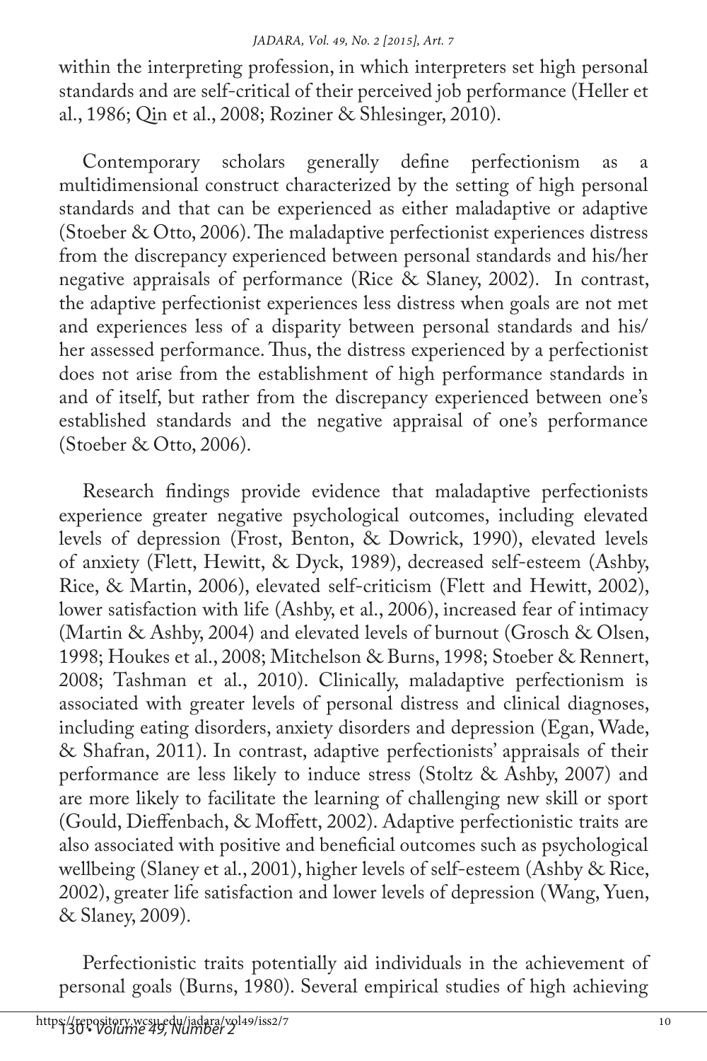within the interpreting profession, in which interpreters set high personal standards and are self-critical of their perceived job performance (Heller et al., 1986; Qin et al., 2008; Roziner & Shlesinger, 2010).

Contemporary scholars generally define perfectionism as a multidimensional construct characterized by the setting of high personal standards and that can be experienced as either maladaptive or adaptive (Stoeber & Otto, 2006). The maladaptive perfectionist experiences distress from the discrepancy experienced between personal standards and his/her negative appraisals of performance (Rice & Slaney, 2002). In contrast, the adaptive perfectionist experiences less distress when goals are not met and experiences less of a disparity between personal standards and his/her assessed performance. Thus, the distress experienced by a perfectionist does not arise from the establishment of high performance standards in and of itself, but rather from the discrepancy experienced between one's established standards and the negative appraisal of one's performance (Stoeber & Otto, 2006).

Research findings provide evidence that maladaptive perfectionists experience greater negative psychological outcomes, including elevated levels of depression (Frost, Benton, & Dowrick, 1990), elevated levels of anxiety (Flett, Hewitt, & Dyck, 1989), decreased self-esteem (Ashby, Rice, & Martin, 2006), elevated self-criticism (Flett and Hewitt, 2002), lower satisfaction with life (Ashby, et al., 2006), increased fear of intimacy (Martin & Ashby, 2004) and elevated levels of burnout (Grosch & Olsen, 1998; Houkes et al., 2008; Mitchelson & Burns, 1998; Stoeber & Rennert, 2008; Tashman et al., 2010). Clinically, maladaptive perfectionism is associated with greater levels of personal distress and clinical diagnoses, including eating disorders, anxiety disorders and depression (Egan, Wade, & Shafran, 2011). In contrast, adaptive perfectionists' appraisals of their performance are less likely to induce stress (Stoltz & Ashby, 2007) and are more likely to facilitate the learning of challenging new skill or sport (Gould, Dieffenbach, & Moffett, 2002). Adaptive perfectionistic traits are also associated with positive and beneficial outcomes such as psychological wellbeing (Slaney et al., 2001), higher levels of self-esteem (Ashby & Rice, 2002), greater life satisfaction and lower levels of depression (Wang, Yuen, & Slaney, 2009).

Perfectionistic traits potentially aid individuals in the achievement of personal goals (Burns, 1980). Several empirical studies of high achieving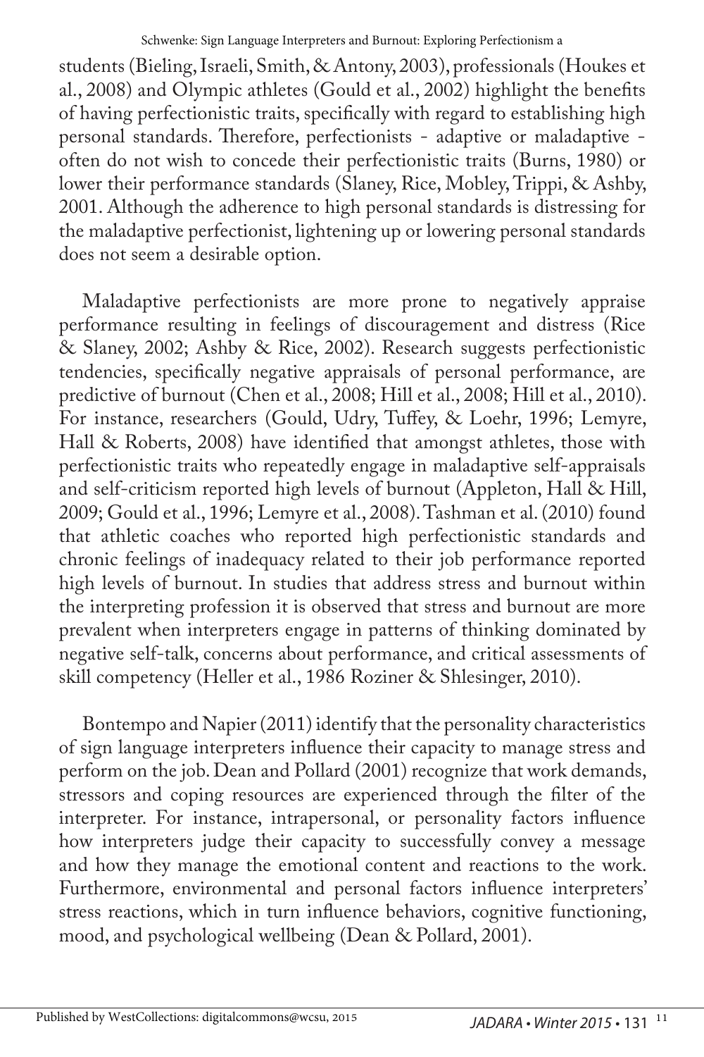students (Bieling, Israeli, Smith, & Antony, 2003), professionals (Houkes et al., 2008) and Olympic athletes (Gould et al., 2002) highlight the benefits of having perfectionistic traits, specifically with regard to establishing high personal standards. Therefore, perfectionists - adaptive or maladaptive - often do not wish to concede their perfectionistic traits (Burns, 1980) or lower their performance standards (Slaney, Rice, Mobley, Trippi, & Ashby, 2001. Although the adherence to high personal standards is distressing for the maladaptive perfectionist, lightening up or lowering personal standards does not seem a desirable option.

Maladaptive perfectionists are more prone to negatively appraise performance resulting in feelings of discouragement and distress (Rice & Slaney, 2002; Ashby & Rice, 2002). Research suggests perfectionistic tendencies, specifically negative appraisals of personal performance, are predictive of burnout (Chen et al., 2008; Hill et al., 2008; Hill et al., 2010). For instance, researchers (Gould, Udry, Tuffey, & Loehr, 1996; Lemyre, Hall & Roberts, 2008) have identified that amongst athletes, those with perfectionistic traits who repeatedly engage in maladaptive self-appraisals and self-criticism reported high levels of burnout (Appleton, Hall & Hill, 2009; Gould et al., 1996; Lemyre et al., 2008). Tashman et al. (2010) found that athletic coaches who reported high perfectionistic standards and chronic feelings of inadequacy related to their job performance reported high levels of burnout. In studies that address stress and burnout within the interpreting profession it is observed that stress and burnout are more prevalent when interpreters engage in patterns of thinking dominated by negative self-talk, concerns about performance, and critical assessments of skill competency (Heller et al., 1986 Roziner & Shlesinger, 2010).

Bontempo and Napier (2011) identify that the personality characteristics of sign language interpreters influence their capacity to manage stress and perform on the job. Dean and Pollard (2001) recognize that work demands, stressors and coping resources are experienced through the filter of the interpreter. For instance, intrapersonal, or personality factors influence how interpreters judge their capacity to successfully convey a message and how they manage the emotional content and reactions to the work. Furthermore, environmental and personal factors influence interpreters' stress reactions, which in turn influence behaviors, cognitive functioning, mood, and psychological wellbeing (Dean & Pollard, 2001).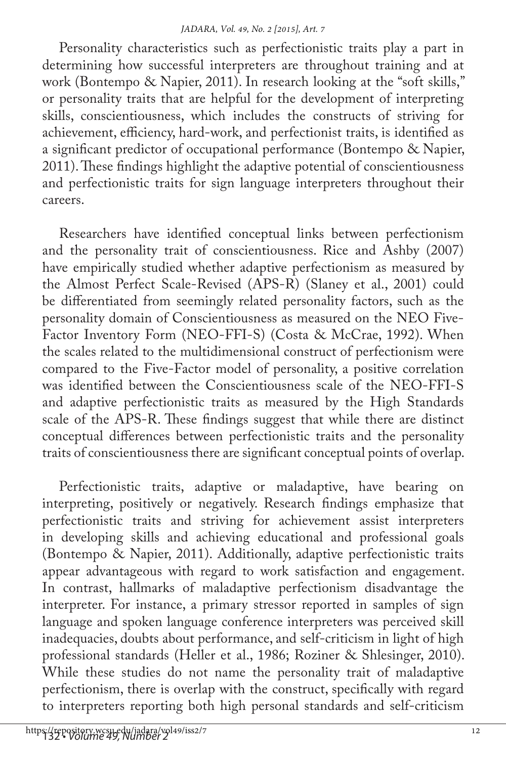Personality characteristics such as perfectionistic traits play a part in determining how successful interpreters are throughout training and at work (Bontempo & Napier, 2011). In research looking at the "soft skills," or personality traits that are helpful for the development of interpreting skills, conscientiousness, which includes the constructs of striving for achievement, efficiency, hard-work, and perfectionist traits, is identified as a significant predictor of occupational performance (Bontempo & Napier, 2011). These findings highlight the adaptive potential of conscientiousness and perfectionistic traits for sign language interpreters throughout their careers.

Researchers have identified conceptual links between perfectionism and the personality trait of conscientiousness. Rice and Ashby (2007) have empirically studied whether adaptive perfectionism as measured by the Almost Perfect Scale-Revised (APS-R) (Slaney et al., 2001) could be differentiated from seemingly related personality factors, such as the personality domain of Conscientiousness as measured on the NEO Five-Factor Inventory Form (NEO-FFI-S) (Costa & McCrae, 1992). When the scales related to the multidimensional construct of perfectionism were compared to the Five-Factor model of personality, a positive correlation was identified between the Conscientiousness scale of the NEO-FFI-S and adaptive perfectionistic traits as measured by the High Standards scale of the APS-R. These findings suggest that while there are distinct conceptual differences between perfectionistic traits and the personality traits of conscientiousness there are significant conceptual points of overlap.

Perfectionistic traits, adaptive or maladaptive, have bearing on interpreting, positively or negatively. Research findings emphasize that perfectionistic traits and striving for achievement assist interpreters in developing skills and achieving educational and professional goals (Bontempo & Napier, 2011). Additionally, adaptive perfectionistic traits appear advantageous with regard to work satisfaction and engagement. In contrast, hallmarks of maladaptive perfectionism disadvantage the interpreter. For instance, a primary stressor reported in samples of sign language and spoken language conference interpreters was perceived skill inadequacies, doubts about performance, and self-criticism in light of high professional standards (Heller et al., 1986; Roziner & Shlesinger, 2010). While these studies do not name the personality trait of maladaptive perfectionism, there is overlap with the construct, specifically with regard to interpreters reporting both high personal standards and self-criticism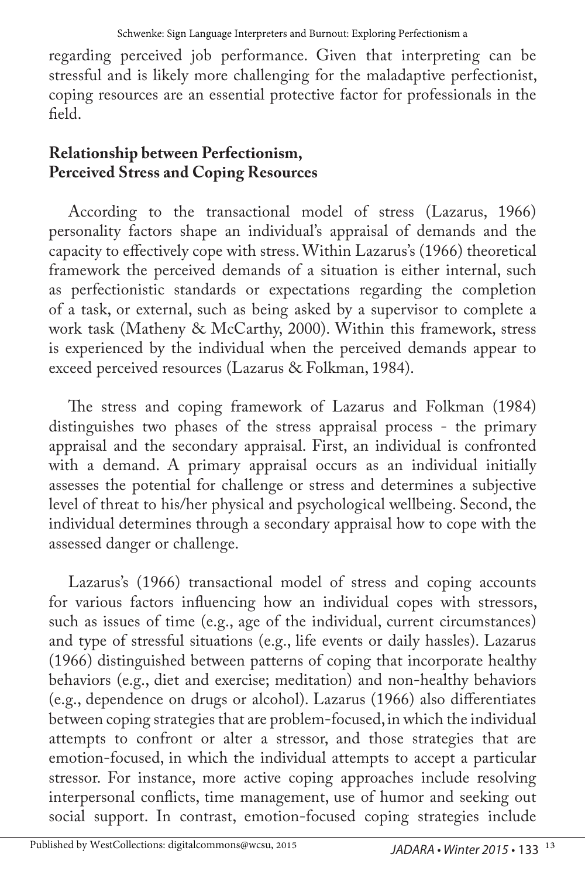regarding perceived job performance. Given that interpreting can be stressful and is likely more challenging for the maladaptive perfectionist, coping resources are an essential protective factor for professionals in the field.

## Relationship between Perfectionism, Perceived Stress and Coping Resources

According to the transactional model of stress (Lazarus, 1966) personality factors shape an individual's appraisal of demands and the capacity to effectively cope with stress. Within Lazarus's (1966) theoretical framework the perceived demands of a situation is either internal, such as perfectionistic standards or expectations regarding the completion of a task, or external, such as being asked by a supervisor to complete a work task (Matheny & McCarthy, 2000). Within this framework, stress is experienced by the individual when the perceived demands appear to exceed perceived resources (Lazarus & Folkman, 1984).

The stress and coping framework of Lazarus and Folkman (1984) distinguishes two phases of the stress appraisal process - the primary appraisal and the secondary appraisal. First, an individual is confronted with a demand. A primary appraisal occurs as an individual initially assesses the potential for challenge or stress and determines a subjective level of threat to his/her physical and psychological wellbeing. Second, the individual determines through a secondary appraisal how to cope with the assessed danger or challenge.

Lazarus's (1966) transactional model of stress and coping accounts for various factors influencing how an individual copes with stressors, such as issues of time (e.g., age of the individual, current circumstances) and type of stressful situations (e.g., life events or daily hassles). Lazarus (1966) distinguished between patterns of coping that incorporate healthy behaviors (e.g., diet and exercise; meditation) and non-healthy behaviors (e.g., dependence on drugs or alcohol). Lazarus (1966) also differentiates between coping strategies that are problem-focused, in which the individual attempts to confront or alter a stressor, and those strategies that are emotion-focused, in which the individual attempts to accept a particular stressor. For instance, more active coping approaches include resolving interpersonal conflicts, time management, use of humor and seeking out social support. In contrast, emotion-focused coping strategies include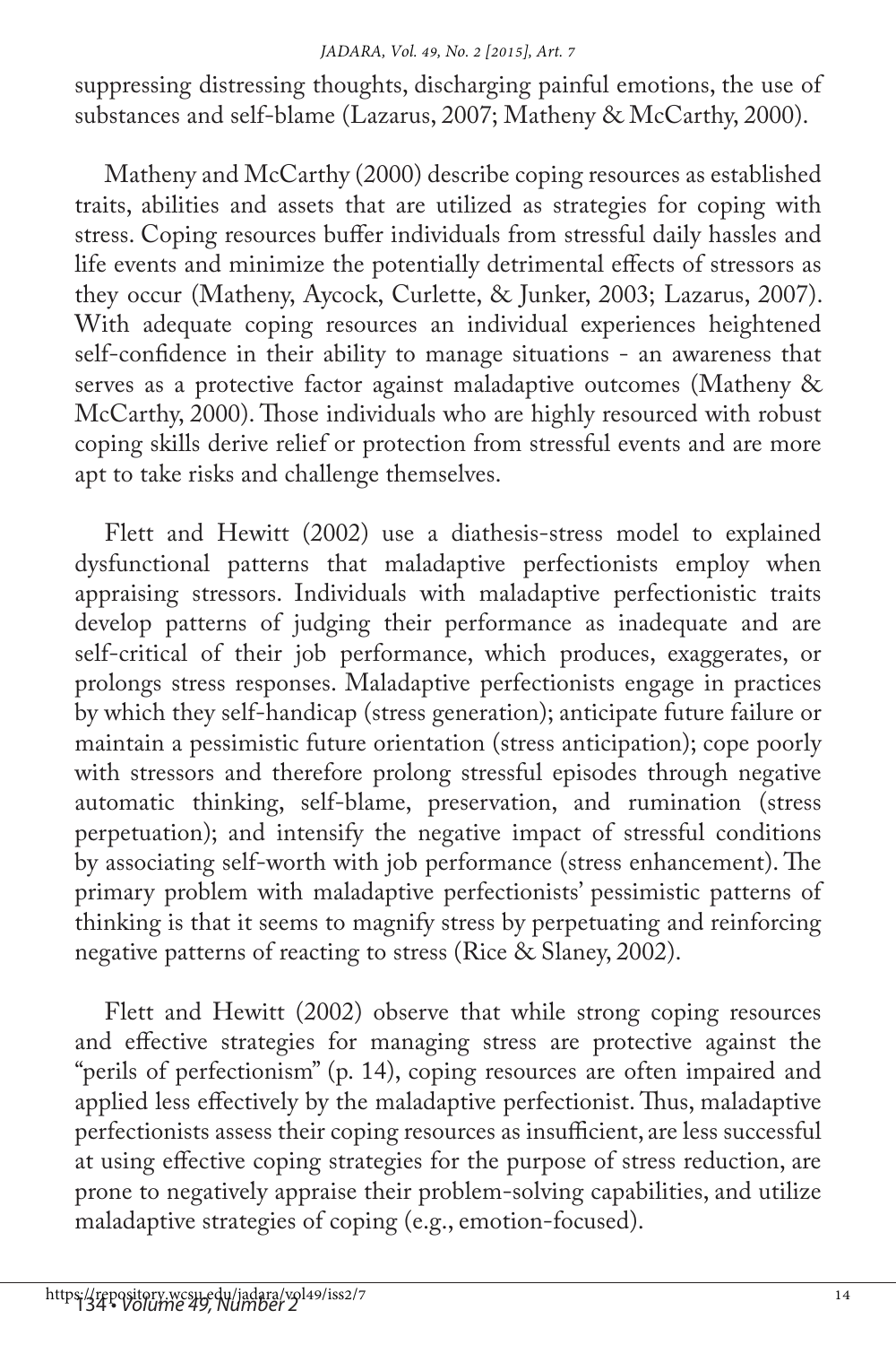suppressing distressing thoughts, discharging painful emotions, the use of substances and self-blame (Lazarus, 2007; Matheny & McCarthy, 2000).

Matheny and McCarthy (2000) describe coping resources as established traits, abilities and assets that are utilized as strategies for coping with stress. Coping resources buffer individuals from stressful daily hassles and life events and minimize the potentially detrimental effects of stressors as they occur (Matheny, Aycock, Curlette, & Junker, 2003; Lazarus, 2007). With adequate coping resources an individual experiences heightened self-confidence in their ability to manage situations - an awareness that serves as a protective factor against maladaptive outcomes (Matheny & McCarthy, 2000). Those individuals who are highly resourced with robust coping skills derive relief or protection from stressful events and are more apt to take risks and challenge themselves.

Flett and Hewitt (2002) use a diathesis-stress model to explained dysfunctional patterns that maladaptive perfectionists employ when appraising stressors. Individuals with maladaptive perfectionistic traits develop patterns of judging their performance as inadequate and are self-critical of their job performance, which produces, exaggerates, or prolongs stress responses. Maladaptive perfectionists engage in practices by which they self-handicap (stress generation); anticipate future failure or maintain a pessimistic future orientation (stress anticipation); cope poorly with stressors and therefore prolong stressful episodes through negative automatic thinking, self-blame, preservation, and rumination (stress perpetuation); and intensify the negative impact of stressful conditions by associating self-worth with job performance (stress enhancement). The primary problem with maladaptive perfectionists' pessimistic patterns of thinking is that it seems to magnify stress by perpetuating and reinforcing negative patterns of reacting to stress (Rice & Slaney, 2002).

Flett and Hewitt (2002) observe that while strong coping resources and effective strategies for managing stress are protective against the "perils of perfectionism" (p. 14), coping resources are often impaired and applied less effectively by the maladaptive perfectionist. Thus, maladaptive perfectionists assess their coping resources as insufficient, are less successful at using effective coping strategies for the purpose of stress reduction, are prone to negatively appraise their problem-solving capabilities, and utilize maladaptive strategies of coping (e.g., emotion-focused).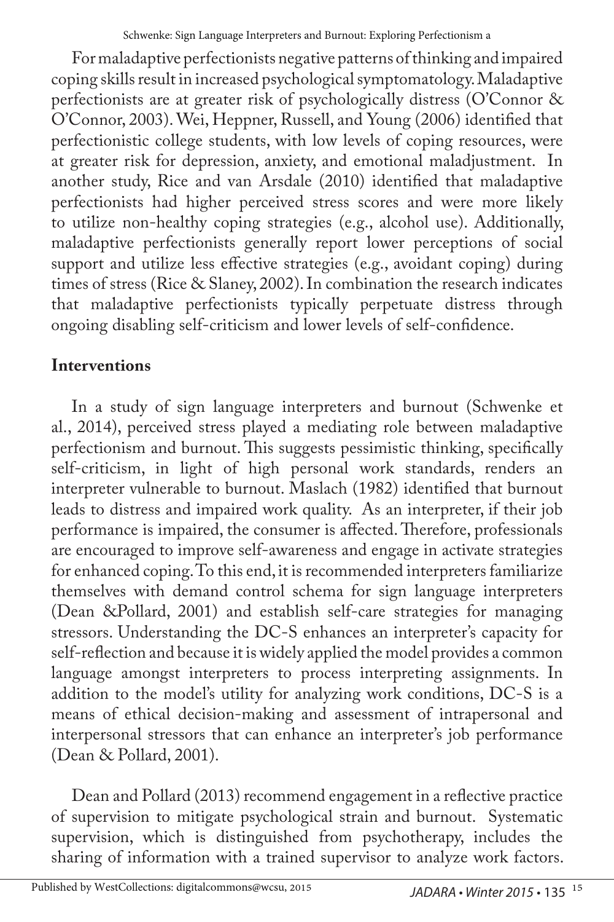For maladaptive perfectionists negative patterns of thinking and impaired coping skills result in increased psychological symptomatology. Maladaptive perfectionists are at greater risk of psychologically distress (O'Connor & O'Connor, 2003). Wei, Heppner, Russell, and Young (2006) identified that perfectionistic college students, with low levels of coping resources, were at greater risk for depression, anxiety, and emotional maladjustment. In another study, Rice and van Arsdale (2010) identified that maladaptive perfectionists had higher perceived stress scores and were more likely to utilize non-healthy coping strategies (e.g., alcohol use). Additionally, maladaptive perfectionists generally report lower perceptions of social support and utilize less effective strategies (e.g., avoidant coping) during times of stress (Rice & Slaney, 2002). In combination the research indicates that maladaptive perfectionists typically perpetuate distress through ongoing disabling self-criticism and lower levels of self-confidence.

## Interventions

In a study of sign language interpreters and burnout (Schwenke et al., 2014), perceived stress played a mediating role between maladaptive perfectionism and burnout. This suggests pessimistic thinking, specifically self-criticism, in light of high personal work standards, renders an interpreter vulnerable to burnout. Maslach (1982) identified that burnout leads to distress and impaired work quality. As an interpreter, if their job performance is impaired, the consumer is affected. Therefore, professionals are encouraged to improve self-awareness and engage in activate strategies for enhanced coping. To this end, it is recommended interpreters familiarize themselves with demand control schema for sign language interpreters (Dean &Pollard, 2001) and establish self-care strategies for managing stressors. Understanding the DC-S enhances an interpreter's capacity for self-reflection and because it is widely applied the model provides a common language amongst interpreters to process interpreting assignments. In addition to the model's utility for analyzing work conditions, DC-S is a means of ethical decision-making and assessment of intrapersonal and interpersonal stressors that can enhance an interpreter's job performance (Dean & Pollard, 2001).

Dean and Pollard (2013) recommend engagement in a reflective practice of supervision to mitigate psychological strain and burnout. Systematic supervision, which is distinguished from psychotherapy, includes the sharing of information with a trained supervisor to analyze work factors.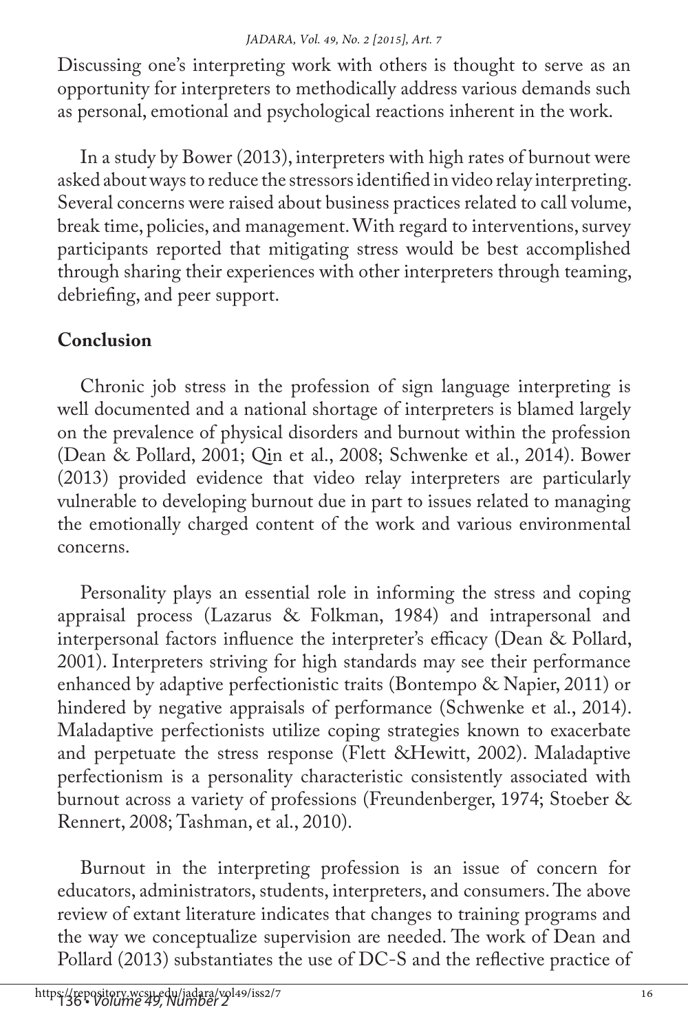Discussing one's interpreting work with others is thought to serve as an opportunity for interpreters to methodically address various demands such as personal, emotional and psychological reactions inherent in the work.

In a study by Bower (2013), interpreters with high rates of burnout were asked about ways to reduce the stressors identified in video relay interpreting. Several concerns were raised about business practices related to call volume, break time, policies, and management. With regard to interventions, survey participants reported that mitigating stress would be best accomplished through sharing their experiences with other interpreters through teaming, debriefing, and peer support.

## Conclusion

Chronic job stress in the profession of sign language interpreting is well documented and a national shortage of interpreters is blamed largely on the prevalence of physical disorders and burnout within the profession (Dean & Pollard, 2001; Qin et al., 2008; Schwenke et al., 2014). Bower (2013) provided evidence that video relay interpreters are particularly vulnerable to developing burnout due in part to issues related to managing the emotionally charged content of the work and various environmental concerns.

Personality plays an essential role in informing the stress and coping appraisal process (Lazarus & Folkman, 1984) and intrapersonal and interpersonal factors influence the interpreter's efficacy (Dean & Pollard, 2001). Interpreters striving for high standards may see their performance enhanced by adaptive perfectionistic traits (Bontempo & Napier, 2011) or hindered by negative appraisals of performance (Schwenke et al., 2014). Maladaptive perfectionists utilize coping strategies known to exacerbate and perpetuate the stress response (Flett &Hewitt, 2002). Maladaptive perfectionism is a personality characteristic consistently associated with burnout across a variety of professions (Freundenberger, 1974; Stoeber & Rennert, 2008; Tashman, et al., 2010).

Burnout in the interpreting profession is an issue of concern for educators, administrators, students, interpreters, and consumers. The above review of extant literature indicates that changes to training programs and the way we conceptualize supervision are needed. The work of Dean and Pollard (2013) substantiates the use of DC-S and the reflective practice of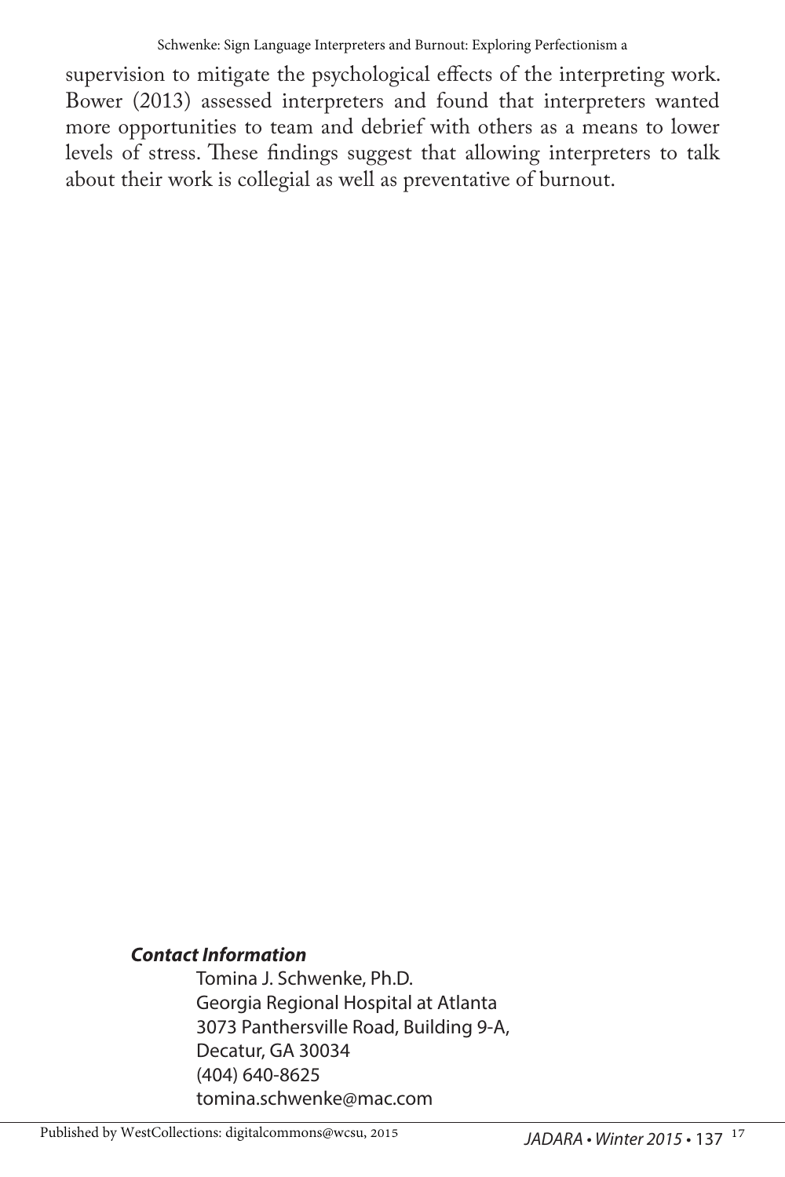supervision to mitigate the psychological effects of the interpreting work. Bower (2013) assessed interpreters and found that interpreters wanted more opportunities to team and debrief with others as a means to lower levels of stress. These findings suggest that allowing interpreters to talk about their work is collegial as well as preventative of burnout.

***Contact Information***

Tomina J. Schwenke, Ph.D.
Georgia Regional Hospital at Atlanta
3073 Panthersville Road, Building 9-A,
Decatur, GA 30034
(404) 640-8625
tomina.schwenke@mac.com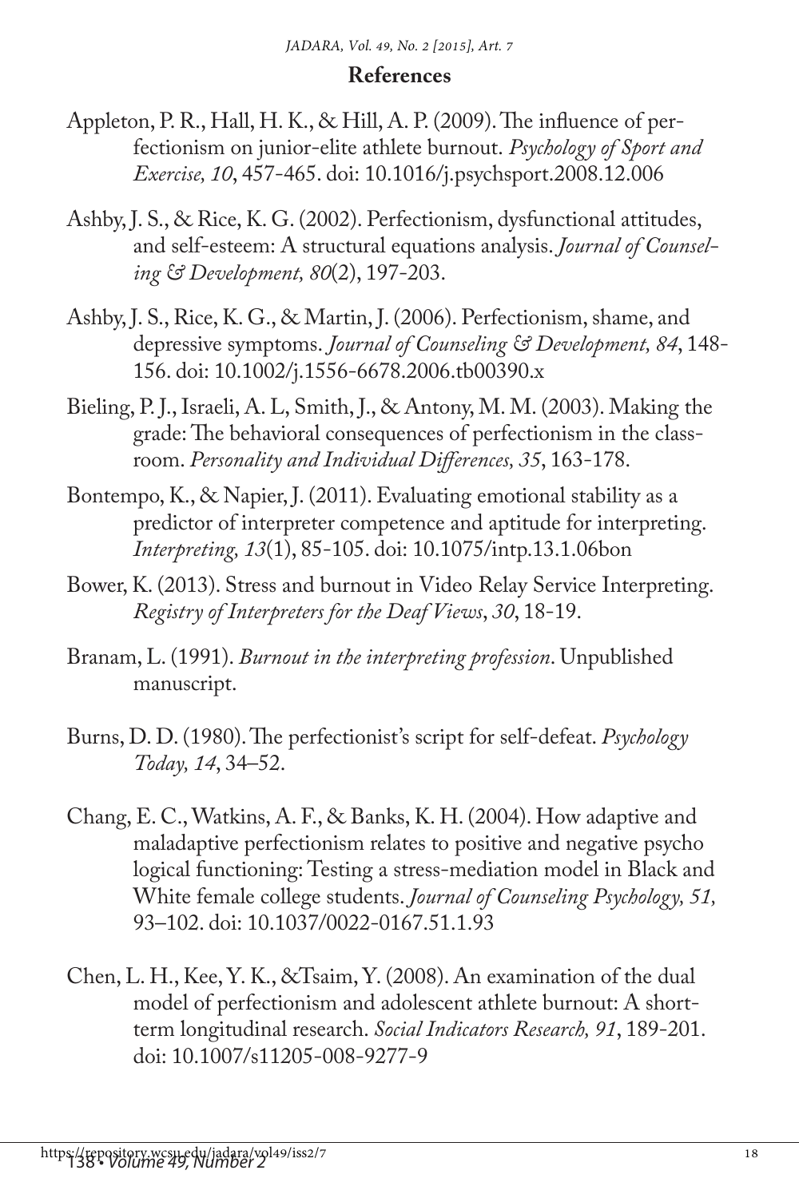## References

Appleton, P. R., Hall, H. K., & Hill, A. P. (2009). The influence of perfectionism on junior-elite athlete burnout. *Psychology of Sport and Exercise, 10*, 457-465. doi: 10.1016/j.psychsport.2008.12.006

Ashby, J. S., & Rice, K. G. (2002). Perfectionism, dysfunctional attitudes, and self-esteem: A structural equations analysis. *Journal of Counseling & Development, 80*(2), 197-203.

Ashby, J. S., Rice, K. G., & Martin, J. (2006). Perfectionism, shame, and depressive symptoms. *Journal of Counseling & Development, 84*, 148-156. doi: 10.1002/j.1556-6678.2006.tb00390.x

Bieling, P. J., Israeli, A. L, Smith, J., & Antony, M. M. (2003). Making the grade: The behavioral consequences of perfectionism in the classroom. *Personality and Individual Differences, 35*, 163-178.

Bontempo, K., & Napier, J. (2011). Evaluating emotional stability as a predictor of interpreter competence and aptitude for interpreting. *Interpreting, 13*(1), 85-105. doi: 10.1075/intp.13.1.06bon

Bower, K. (2013). Stress and burnout in Video Relay Service Interpreting. *Registry of Interpreters for the Deaf Views*, *30*, 18-19.

Branam, L. (1991). *Burnout in the interpreting profession*. Unpublished manuscript.

Burns, D. D. (1980). The perfectionist's script for self-defeat. *Psychology Today, 14*, 34–52.

Chang, E. C., Watkins, A. F., & Banks, K. H. (2004). How adaptive and maladaptive perfectionism relates to positive and negative psycho logical functioning: Testing a stress-mediation model in Black and White female college students. *Journal of Counseling Psychology, 51,* 93–102. doi: 10.1037/0022-0167.51.1.93

Chen, L. H., Kee, Y. K., &Tsaim, Y. (2008). An examination of the dual model of perfectionism and adolescent athlete burnout: A short-term longitudinal research. *Social Indicators Research, 91*, 189-201. doi: 10.1007/s11205-008-9277-9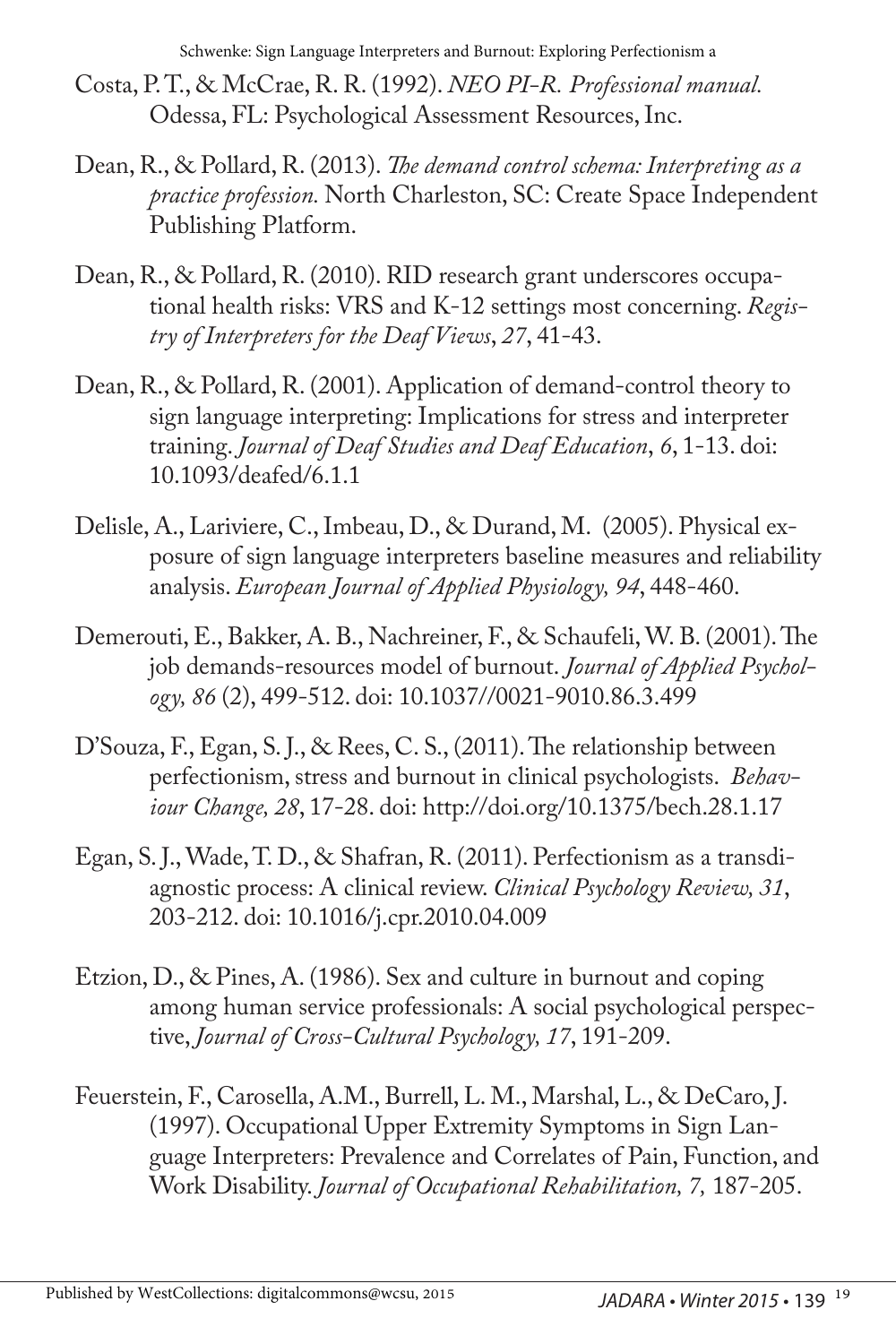Costa, P. T., & McCrae, R. R. (1992). *NEO PI-R. Professional manual.* Odessa, FL: Psychological Assessment Resources, Inc.

Dean, R., & Pollard, R. (2013). *The demand control schema: Interpreting as a practice profession.* North Charleston, SC: Create Space Independent Publishing Platform.

Dean, R., & Pollard, R. (2010). RID research grant underscores occupational health risks: VRS and K-12 settings most concerning. *Registry of Interpreters for the Deaf Views*, *27*, 41-43.

Dean, R., & Pollard, R. (2001). Application of demand-control theory to sign language interpreting: Implications for stress and interpreter training. *Journal of Deaf Studies and Deaf Education*, *6*, 1-13. doi: 10.1093/deafed/6.1.1

Delisle, A., Lariviere, C., Imbeau, D., & Durand, M. (2005). Physical exposure of sign language interpreters baseline measures and reliability analysis. *European Journal of Applied Physiology, 94*, 448-460.

Demerouti, E., Bakker, A. B., Nachreiner, F., & Schaufeli, W. B. (2001). The job demands-resources model of burnout. *Journal of Applied Psychology, 86* (2), 499-512. doi: 10.1037//0021-9010.86.3.499

D'Souza, F., Egan, S. J., & Rees, C. S., (2011). The relationship between perfectionism, stress and burnout in clinical psychologists. *Behaviour Change, 28*, 17-28. doi: http://doi.org/10.1375/bech.28.1.17

Egan, S. J., Wade, T. D., & Shafran, R. (2011). Perfectionism as a transdiagnostic process: A clinical review. *Clinical Psychology Review, 31*, 203-212. doi: 10.1016/j.cpr.2010.04.009

Etzion, D., & Pines, A. (1986). Sex and culture in burnout and coping among human service professionals: A social psychological perspective, *Journal of Cross-Cultural Psychology, 17*, 191-209.

Feuerstein, F., Carosella, A.M., Burrell, L. M., Marshal, L., & DeCaro, J. (1997). Occupational Upper Extremity Symptoms in Sign Language Interpreters: Prevalence and Correlates of Pain, Function, and Work Disability. *Journal of Occupational Rehabilitation, 7,* 187-205.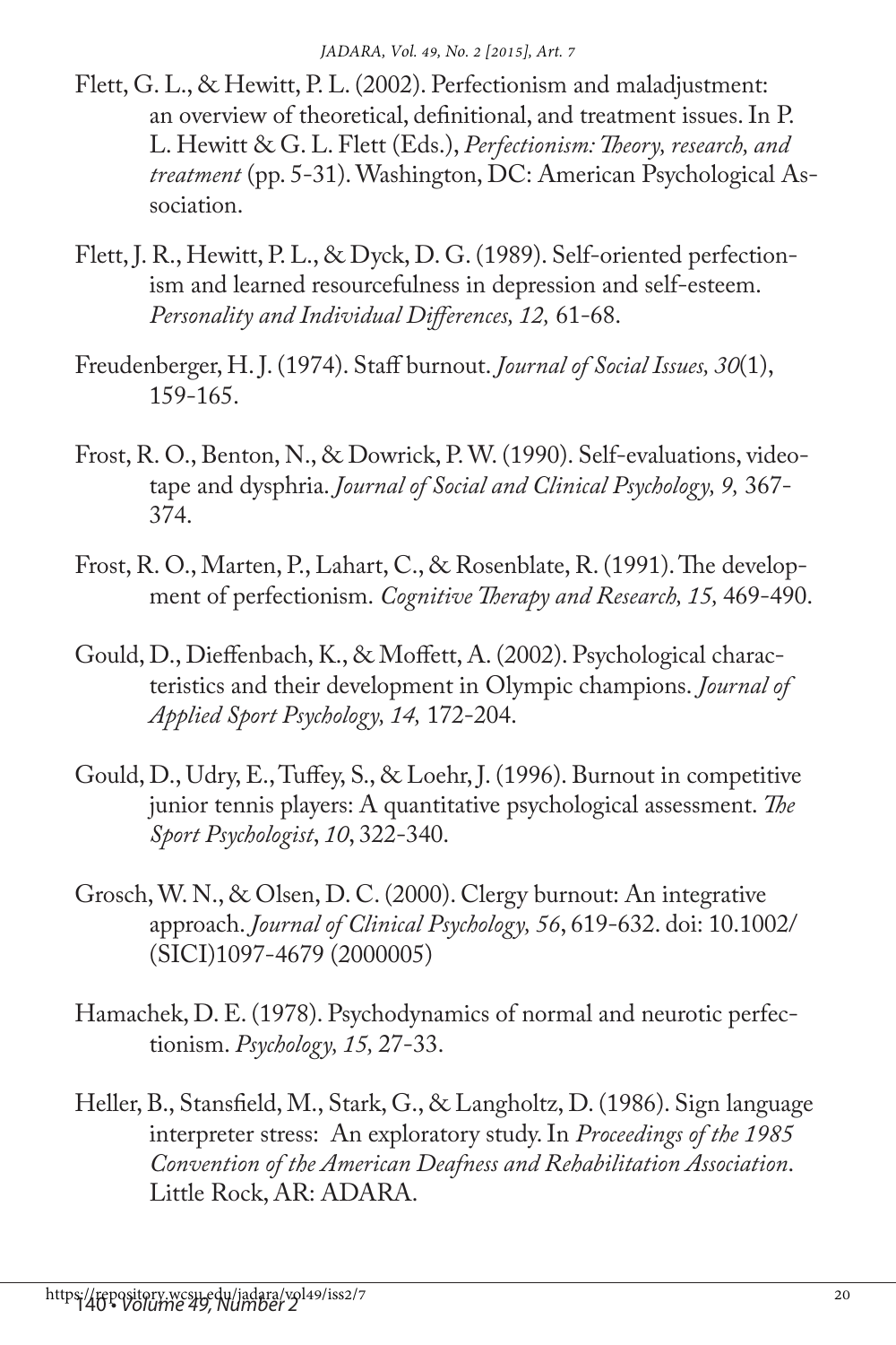Flett, G. L., & Hewitt, P. L. (2002). Perfectionism and maladjustment: an overview of theoretical, definitional, and treatment issues. In P. L. Hewitt & G. L. Flett (Eds.), *Perfectionism: Theory, research, and treatment* (pp. 5-31). Washington, DC: American Psychological Association.

Flett, J. R., Hewitt, P. L., & Dyck, D. G. (1989). Self-oriented perfectionism and learned resourcefulness in depression and self-esteem. *Personality and Individual Differences, 12,* 61-68.

Freudenberger, H. J. (1974). Staff burnout. *Journal of Social Issues, 30*(1), 159-165.

Frost, R. O., Benton, N., & Dowrick, P. W. (1990). Self-evaluations, videotape and dysphria. *Journal of Social and Clinical Psychology, 9,* 367-374.

Frost, R. O., Marten, P., Lahart, C., & Rosenblate, R. (1991). The development of perfectionism. *Cognitive Therapy and Research, 15,* 469-490.

Gould, D., Dieffenbach, K., & Moffett, A. (2002). Psychological characteristics and their development in Olympic champions. *Journal of Applied Sport Psychology, 14,* 172-204.

Gould, D., Udry, E., Tuffey, S., & Loehr, J. (1996). Burnout in competitive junior tennis players: A quantitative psychological assessment. *The Sport Psychologist*, *10*, 322-340.

Grosch, W. N., & Olsen, D. C. (2000). Clergy burnout: An integrative approach. *Journal of Clinical Psychology, 56*, 619-632. doi: 10.1002/(SICI)1097-4679 (2000005)

Hamachek, D. E. (1978). Psychodynamics of normal and neurotic perfectionism. *Psychology, 15,* 27-33.

Heller, B., Stansfield, M., Stark, G., & Langholtz, D. (1986). Sign language interpreter stress: An exploratory study. In *Proceedings of the 1985 Convention of the American Deafness and Rehabilitation Association*. Little Rock, AR: ADARA.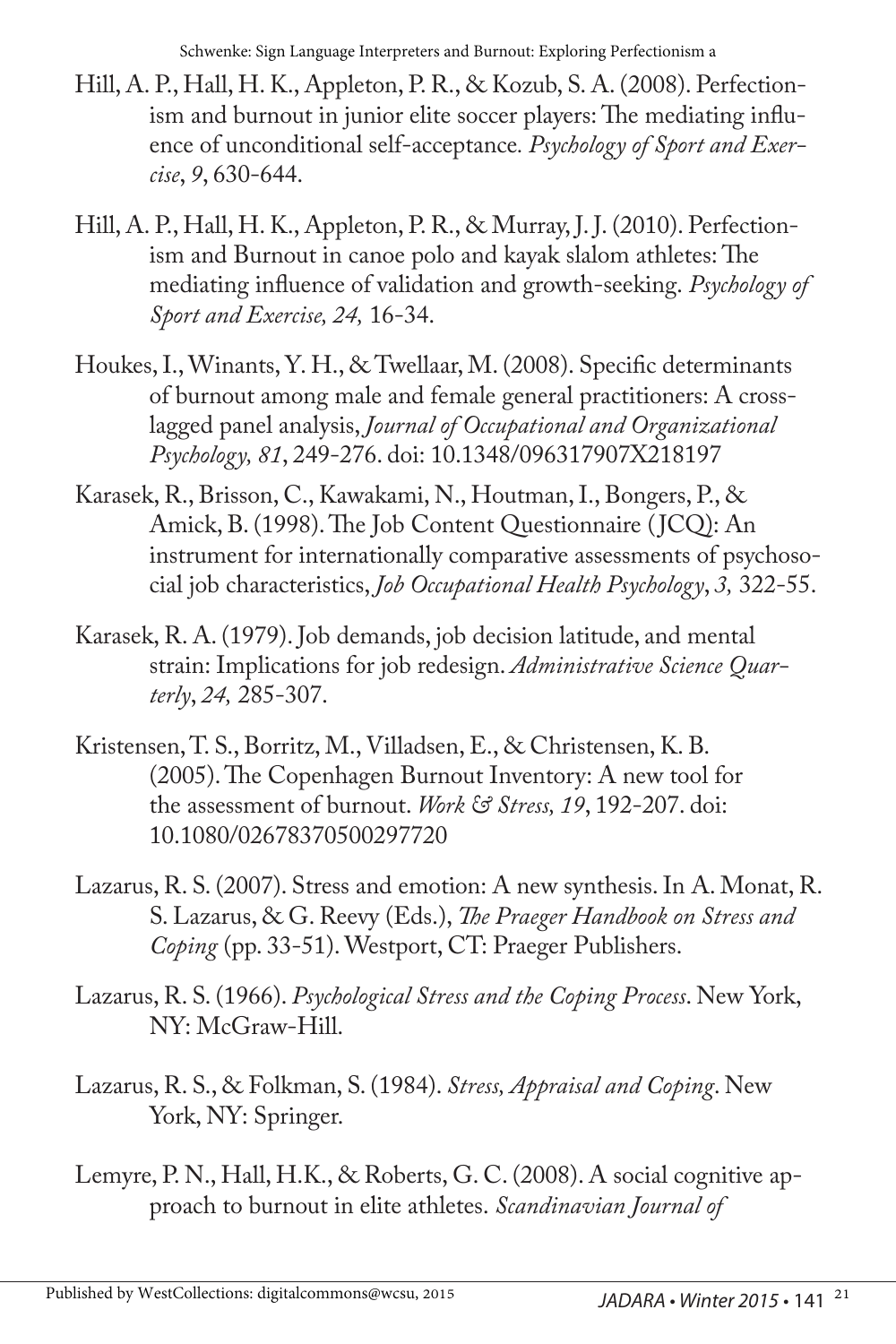Hill, A. P., Hall, H. K., Appleton, P. R., & Kozub, S. A. (2008). Perfectionism and burnout in junior elite soccer players: The mediating influence of unconditional self-acceptance. *Psychology of Sport and Exercise*, *9*, 630-644.

Hill, A. P., Hall, H. K., Appleton, P. R., & Murray, J. J. (2010). Perfectionism and Burnout in canoe polo and kayak slalom athletes: The mediating influence of validation and growth-seeking. *Psychology of Sport and Exercise, 24,* 16-34.

Houkes, I., Winants, Y. H., & Twellaar, M. (2008). Specific determinants of burnout among male and female general practitioners: A cross-lagged panel analysis, *Journal of Occupational and Organizational Psychology, 81*, 249-276. doi: 10.1348/096317907X218197

Karasek, R., Brisson, C., Kawakami, N., Houtman, I., Bongers, P., & Amick, B. (1998). The Job Content Questionnaire (JCQ): An instrument for internationally comparative assessments of psychosocial job characteristics, *Job Occupational Health Psychology*, *3,* 322-55.

Karasek, R. A. (1979). Job demands, job decision latitude, and mental strain: Implications for job redesign. *Administrative Science Quarterly*, *24,* 285-307.

Kristensen, T. S., Borritz, M., Villadsen, E., & Christensen, K. B. (2005). The Copenhagen Burnout Inventory: A new tool for the assessment of burnout. *Work & Stress, 19*, 192-207. doi: 10.1080/02678370500297720

Lazarus, R. S. (2007). Stress and emotion: A new synthesis. In A. Monat, R. S. Lazarus, & G. Reevy (Eds.), *The Praeger Handbook on Stress and Coping* (pp. 33-51). Westport, CT: Praeger Publishers.

Lazarus, R. S. (1966). *Psychological Stress and the Coping Process*. New York, NY: McGraw-Hill.

Lazarus, R. S., & Folkman, S. (1984). *Stress, Appraisal and Coping*. New York, NY: Springer.

Lemyre, P. N., Hall, H.K., & Roberts, G. C. (2008). A social cognitive approach to burnout in elite athletes. *Scandinavian Journal of*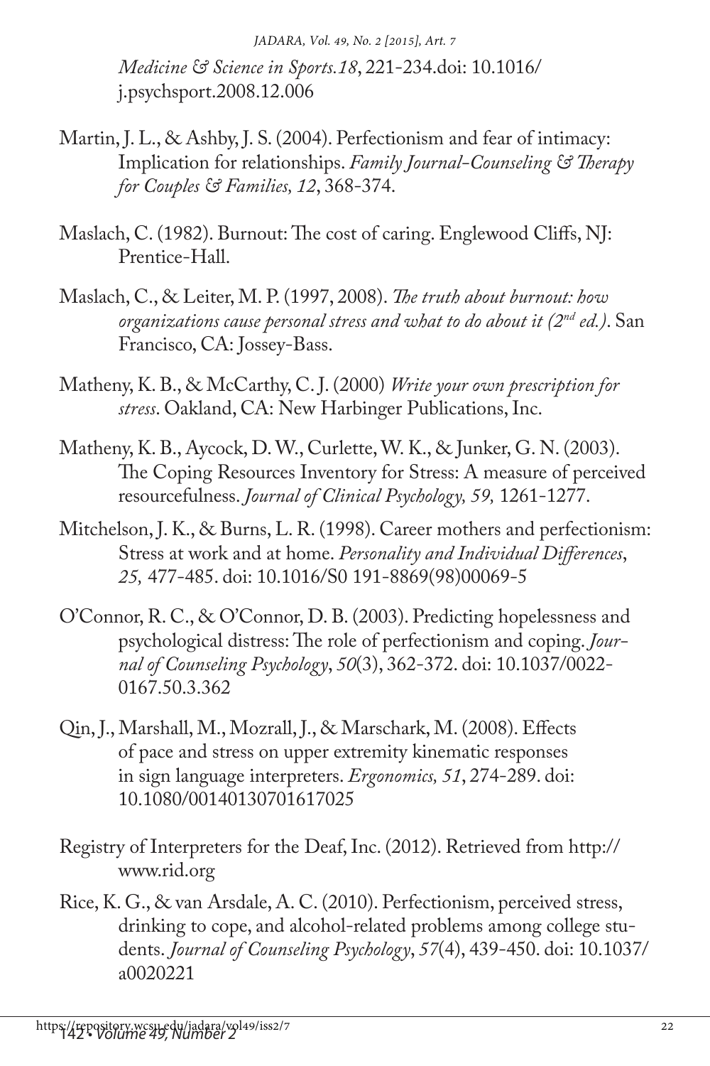*Medicine & Science in Sports.18*, 221-234.doi: 10.1016/ j.psychsport.2008.12.006

Martin, J. L., & Ashby, J. S. (2004). Perfectionism and fear of intimacy: Implication for relationships. *Family Journal-Counseling & Therapy for Couples & Families, 12*, 368-374.

Maslach, C. (1982). Burnout: The cost of caring. Englewood Cliffs, NJ: Prentice-Hall.

Maslach, C., & Leiter, M. P. (1997, 2008). *The truth about burnout: how organizations cause personal stress and what to do about it (2nd ed.)*. San Francisco, CA: Jossey-Bass.

Matheny, K. B., & McCarthy, C. J. (2000) *Write your own prescription for stress*. Oakland, CA: New Harbinger Publications, Inc.

Matheny, K. B., Aycock, D. W., Curlette, W. K., & Junker, G. N. (2003). The Coping Resources Inventory for Stress: A measure of perceived resourcefulness. *Journal of Clinical Psychology, 59,* 1261-1277.

Mitchelson, J. K., & Burns, L. R. (1998). Career mothers and perfectionism: Stress at work and at home. *Personality and Individual Differences*, *25,* 477-485. doi: 10.1016/S0 191-8869(98)00069-5

O'Connor, R. C., & O'Connor, D. B. (2003). Predicting hopelessness and psychological distress: The role of perfectionism and coping. *Journal of Counseling Psychology*, *50*(3), 362-372. doi: 10.1037/0022-0167.50.3.362

Qin, J., Marshall, M., Mozrall, J., & Marschark, M. (2008). Effects of pace and stress on upper extremity kinematic responses in sign language interpreters. *Ergonomics, 51*, 274-289. doi: 10.1080/00140130701617025

Registry of Interpreters for the Deaf, Inc. (2012). Retrieved from http://www.rid.org

Rice, K. G., & van Arsdale, A. C. (2010). Perfectionism, perceived stress, drinking to cope, and alcohol-related problems among college students. *Journal of Counseling Psychology*, *57*(4), 439-450. doi: 10.1037/a0020221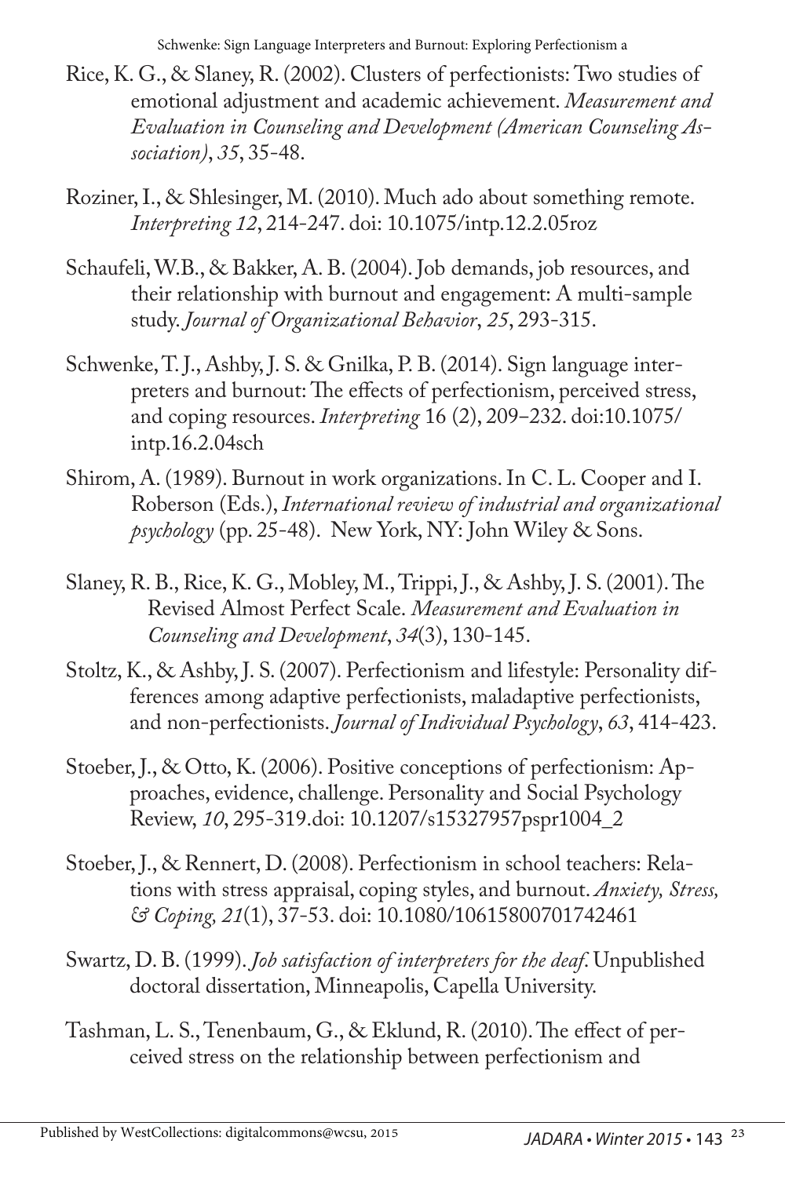Rice, K. G., & Slaney, R. (2002). Clusters of perfectionists: Two studies of emotional adjustment and academic achievement. *Measurement and Evaluation in Counseling and Development (American Counseling Association)*, *35*, 35-48.

Roziner, I., & Shlesinger, M. (2010). Much ado about something remote. *Interpreting 12*, 214-247. doi: 10.1075/intp.12.2.05roz

Schaufeli, W.B., & Bakker, A. B. (2004). Job demands, job resources, and their relationship with burnout and engagement: A multi-sample study. *Journal of Organizational Behavior*, *25*, 293-315.

Schwenke, T. J., Ashby, J. S. & Gnilka, P. B. (2014). Sign language interpreters and burnout: The effects of perfectionism, perceived stress, and coping resources. *Interpreting* 16 (2), 209–232. doi:10.1075/intp.16.2.04sch

Shirom, A. (1989). Burnout in work organizations. In C. L. Cooper and I. Roberson (Eds.), *International review of industrial and organizational psychology* (pp. 25-48). New York, NY: John Wiley & Sons.

Slaney, R. B., Rice, K. G., Mobley, M., Trippi, J., & Ashby, J. S. (2001). The Revised Almost Perfect Scale. *Measurement and Evaluation in Counseling and Development*, *34*(3), 130-145.

Stoltz, K., & Ashby, J. S. (2007). Perfectionism and lifestyle: Personality differences among adaptive perfectionists, maladaptive perfectionists, and non-perfectionists. *Journal of Individual Psychology*, *63*, 414-423.

Stoeber, J., & Otto, K. (2006). Positive conceptions of perfectionism: Approaches, evidence, challenge. Personality and Social Psychology Review, *10*, 295-319.doi: 10.1207/s15327957pspr1004_2

Stoeber, J., & Rennert, D. (2008). Perfectionism in school teachers: Relations with stress appraisal, coping styles, and burnout. *Anxiety, Stress, & Coping, 21*(1), 37-53. doi: 10.1080/10615800701742461

Swartz, D. B. (1999). *Job satisfaction of interpreters for the deaf*. Unpublished doctoral dissertation, Minneapolis, Capella University.

Tashman, L. S., Tenenbaum, G., & Eklund, R. (2010). The effect of perceived stress on the relationship between perfectionism and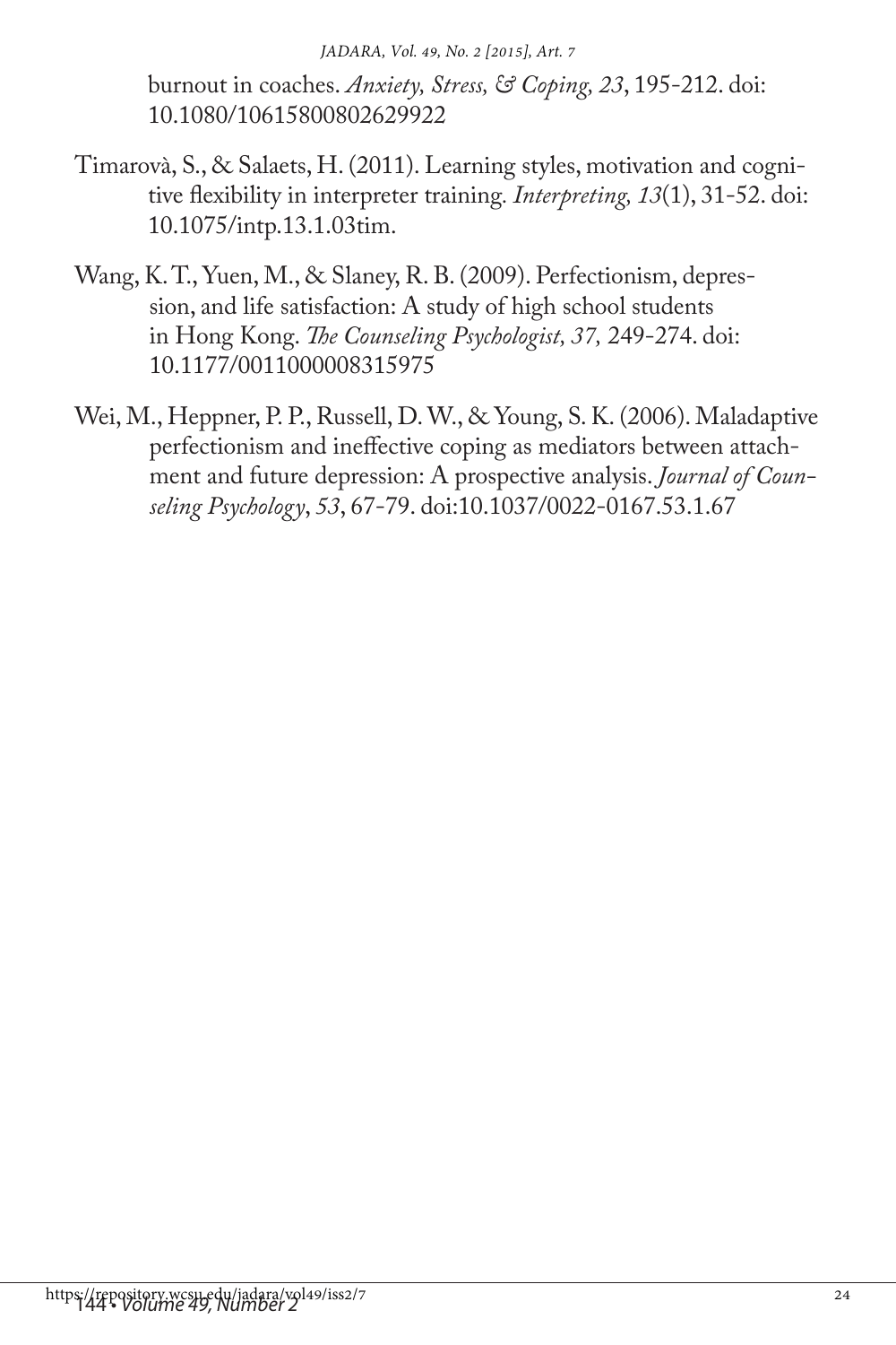burnout in coaches. *Anxiety, Stress, & Coping, 23*, 195-212. doi: 10.1080/10615800802629922

Timarovà, S., & Salaets, H. (2011). Learning styles, motivation and cognitive flexibility in interpreter training. *Interpreting, 13*(1), 31-52. doi: 10.1075/intp.13.1.03tim.

Wang, K. T., Yuen, M., & Slaney, R. B. (2009). Perfectionism, depression, and life satisfaction: A study of high school students in Hong Kong. *The Counseling Psychologist, 37,* 249-274. doi: 10.1177/0011000008315975

Wei, M., Heppner, P. P., Russell, D. W., & Young, S. K. (2006). Maladaptive perfectionism and ineffective coping as mediators between attachment and future depression: A prospective analysis. *Journal of Counseling Psychology*, *53*, 67-79. doi:10.1037/0022-0167.53.1.67